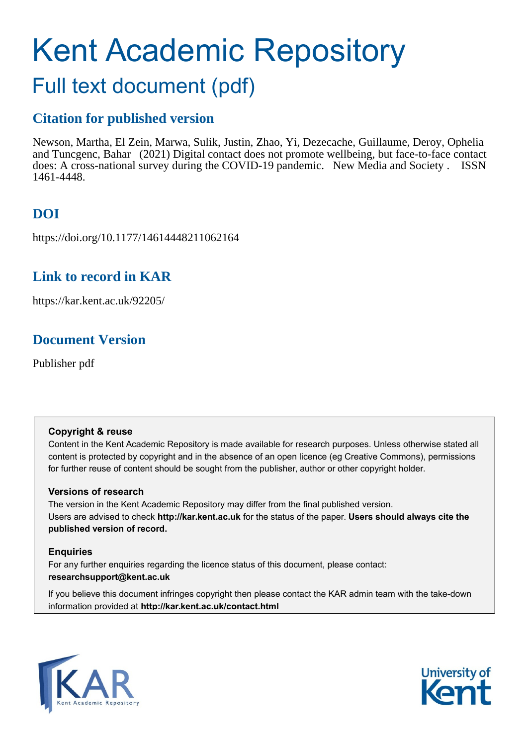# Kent Academic Repository

## Full text document (pdf)

### Citation for published version

Newson, Martha, El Zein, Marwa, Sulik, Justin, Zhao, Yi, Dezecache, Guillaume, Deroy, Ophelia and Tuncgenc, Bahar (2021) Digital contact does not promote wellbeing, but face-to-face contact does: A cross-national survey during the COVID-19 pandemic. New Media and Society . ISSN 1461-4448.

### DOI

https://doi.org/10.1177/14614448211062164

### Link to record in KAR

https://kar.kent.ac.uk/92205/

### Document Version

Publisher pdf

**Copyright & reuse**

Content in the Kent Academic Repository is made available for research purposes. Unless otherwise stated all content is protected by copyright and in the absence of an open licence (eg Creative Commons), permissions for further reuse of content should be sought from the publisher, author or other copyright holder.

**Versions of research**

The version in the Kent Academic Repository may differ from the final published version. Users are advised to check **http://kar.kent.ac.uk** for the status of the paper. **Users should always cite the published version of record.**

**Enquiries**

For any further enquiries regarding the licence status of this document, please contact: **researchsupport@kent.ac.uk**

If you believe this document infringes copyright then please contact the KAR admin team with the take-down information provided at **http://kar.kent.ac.uk/contact.html**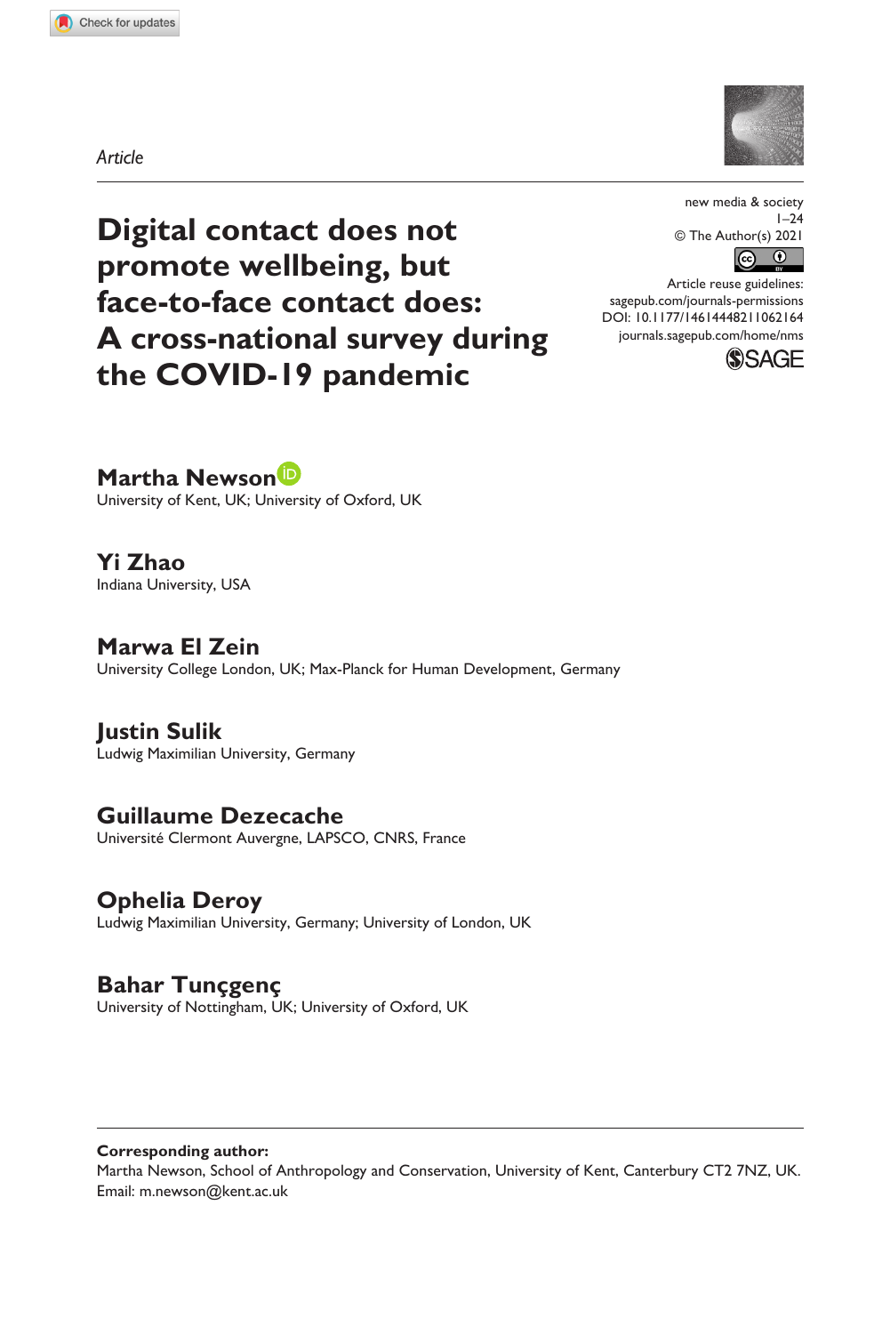*Article*

# Digital contact does not promote wellbeing, but face-to-face contact does: A cross-national survey during the COVID-19 pandemic

new media & society
© The Author(s) 2021
Article reuse guidelines: sagepub.com/journals-permissions
DOI: 10.1177/14614448211062164
journals.sagepub.com/home/nms

**Martha Newson**
University of Kent, UK; University of Oxford, UK

**Yi Zhao**
Indiana University, USA

**Marwa El Zein**
University College London, UK; Max-Planck for Human Development, Germany

**Justin Sulik**
Ludwig Maximilian University, Germany

**Guillaume Dezecache**
Université Clermont Auvergne, LAPSCO, CNRS, France

**Ophelia Deroy**
Ludwig Maximilian University, Germany; University of London, UK

**Bahar Tunçgenç**
University of Nottingham, UK; University of Oxford, UK

**Corresponding author:**
Martha Newson, School of Anthropology and Conservation, University of Kent, Canterbury CT2 7NZ, UK.
Email: m.newson@kent.ac.uk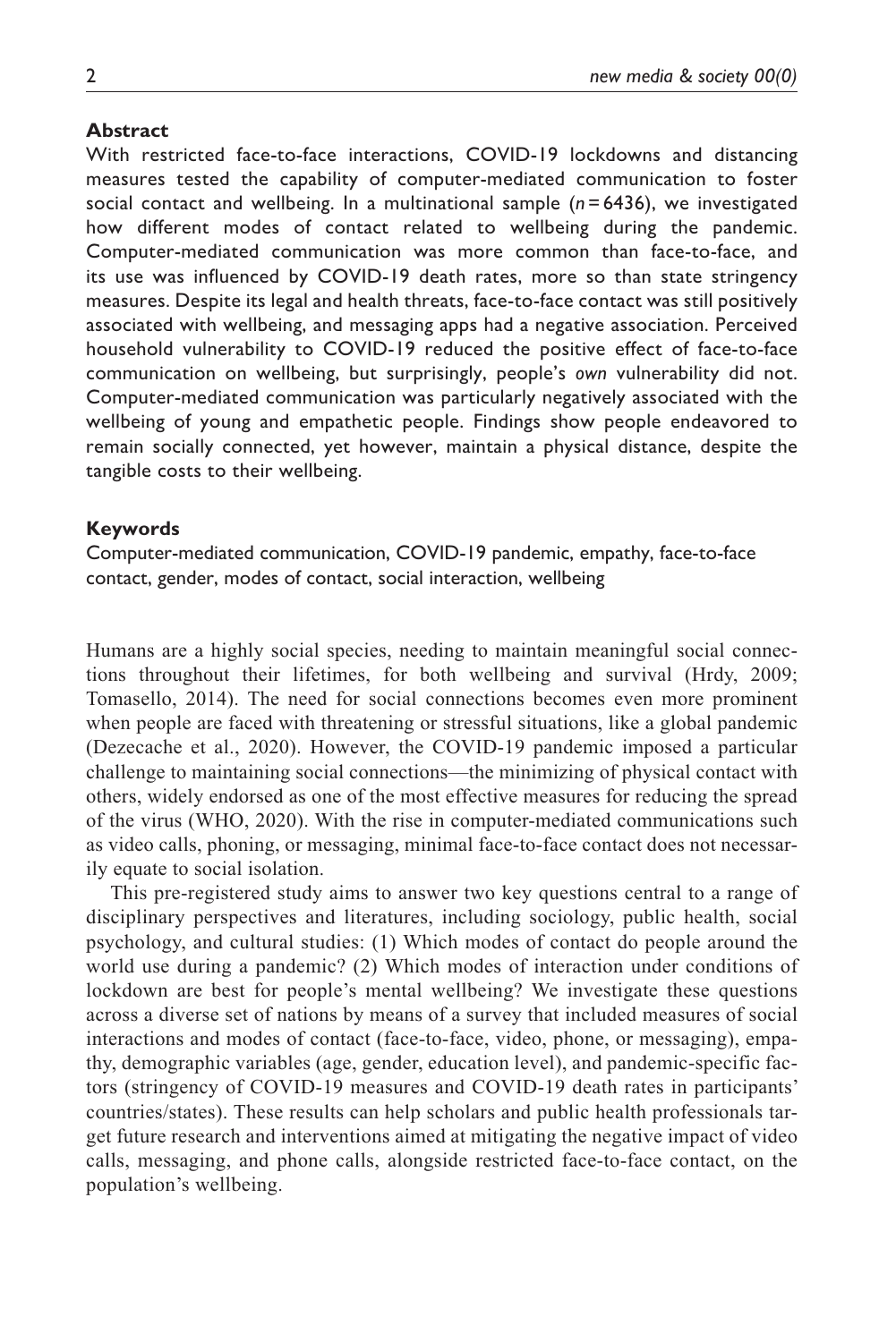### Abstract

With restricted face-to-face interactions, COVID-19 lockdowns and distancing measures tested the capability of computer-mediated communication to foster social contact and wellbeing. In a multinational sample ($n = 6436$), we investigated how different modes of contact related to wellbeing during the pandemic. Computer-mediated communication was more common than face-to-face, and its use was influenced by COVID-19 death rates, more so than state stringency measures. Despite its legal and health threats, face-to-face contact was still positively associated with wellbeing, and messaging apps had a negative association. Perceived household vulnerability to COVID-19 reduced the positive effect of face-to-face communication on wellbeing, but surprisingly, people's *own* vulnerability did not. Computer-mediated communication was particularly negatively associated with the wellbeing of young and empathetic people. Findings show people endeavored to remain socially connected, yet however, maintain a physical distance, despite the tangible costs to their wellbeing.

### Keywords

Computer-mediated communication, COVID-19 pandemic, empathy, face-to-face contact, gender, modes of contact, social interaction, wellbeing

Humans are a highly social species, needing to maintain meaningful social connections throughout their lifetimes, for both wellbeing and survival (Hrdy, 2009; Tomasello, 2014). The need for social connections becomes even more prominent when people are faced with threatening or stressful situations, like a global pandemic (Dezecache et al., 2020). However, the COVID-19 pandemic imposed a particular challenge to maintaining social connections—the minimizing of physical contact with others, widely endorsed as one of the most effective measures for reducing the spread of the virus (WHO, 2020). With the rise in computer-mediated communications such as video calls, phoning, or messaging, minimal face-to-face contact does not necessarily equate to social isolation.

This pre-registered study aims to answer two key questions central to a range of disciplinary perspectives and literatures, including sociology, public health, social psychology, and cultural studies: (1) Which modes of contact do people around the world use during a pandemic? (2) Which modes of interaction under conditions of lockdown are best for people's mental wellbeing? We investigate these questions across a diverse set of nations by means of a survey that included measures of social interactions and modes of contact (face-to-face, video, phone, or messaging), empathy, demographic variables (age, gender, education level), and pandemic-specific factors (stringency of COVID-19 measures and COVID-19 death rates in participants' countries/states). These results can help scholars and public health professionals target future research and interventions aimed at mitigating the negative impact of video calls, messaging, and phone calls, alongside restricted face-to-face contact, on the population's wellbeing.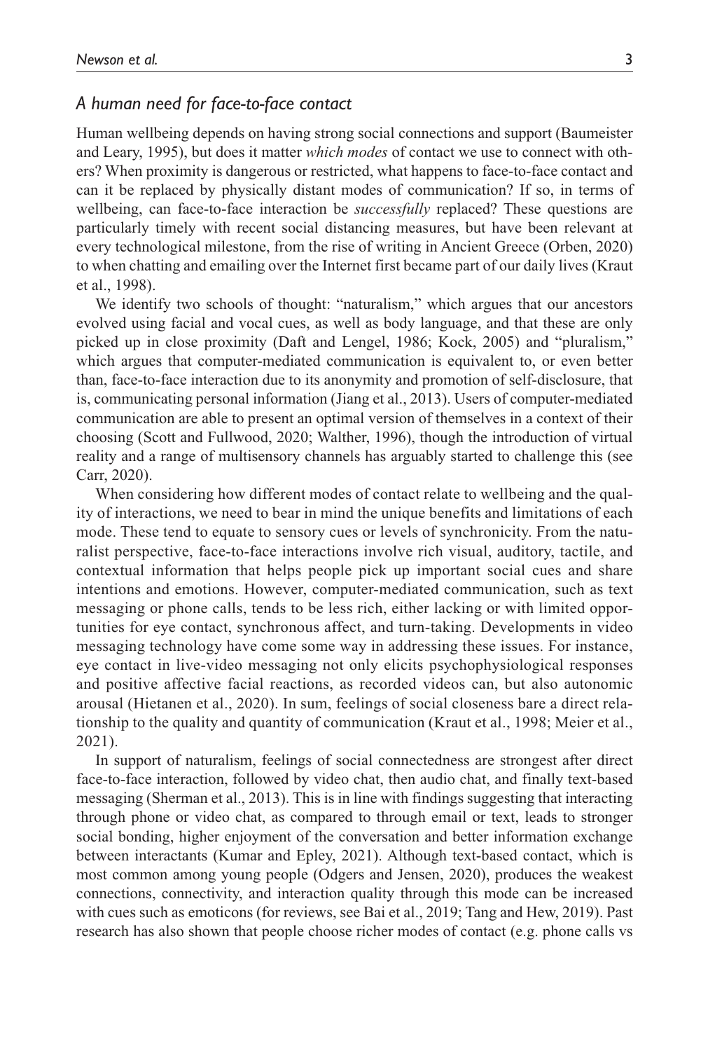### *A human need for face-to-face contact*

Human wellbeing depends on having strong social connections and support (Baumeister and Leary, 1995), but does it matter *which modes* of contact we use to connect with others? When proximity is dangerous or restricted, what happens to face-to-face contact and can it be replaced by physically distant modes of communication? If so, in terms of wellbeing, can face-to-face interaction be *successfully* replaced? These questions are particularly timely with recent social distancing measures, but have been relevant at every technological milestone, from the rise of writing in Ancient Greece (Orben, 2020) to when chatting and emailing over the Internet first became part of our daily lives (Kraut et al., 1998).

We identify two schools of thought: "naturalism," which argues that our ancestors evolved using facial and vocal cues, as well as body language, and that these are only picked up in close proximity (Daft and Lengel, 1986; Kock, 2005) and "pluralism," which argues that computer-mediated communication is equivalent to, or even better than, face-to-face interaction due to its anonymity and promotion of self-disclosure, that is, communicating personal information (Jiang et al., 2013). Users of computer-mediated communication are able to present an optimal version of themselves in a context of their choosing (Scott and Fullwood, 2020; Walther, 1996), though the introduction of virtual reality and a range of multisensory channels has arguably started to challenge this (see Carr, 2020).

When considering how different modes of contact relate to wellbeing and the quality of interactions, we need to bear in mind the unique benefits and limitations of each mode. These tend to equate to sensory cues or levels of synchronicity. From the naturalist perspective, face-to-face interactions involve rich visual, auditory, tactile, and contextual information that helps people pick up important social cues and share intentions and emotions. However, computer-mediated communication, such as text messaging or phone calls, tends to be less rich, either lacking or with limited opportunities for eye contact, synchronous affect, and turn-taking. Developments in video messaging technology have come some way in addressing these issues. For instance, eye contact in live-video messaging not only elicits psychophysiological responses and positive affective facial reactions, as recorded videos can, but also autonomic arousal (Hietanen et al., 2020). In sum, feelings of social closeness bare a direct relationship to the quality and quantity of communication (Kraut et al., 1998; Meier et al., 2021).

In support of naturalism, feelings of social connectedness are strongest after direct face-to-face interaction, followed by video chat, then audio chat, and finally text-based messaging (Sherman et al., 2013). This is in line with findings suggesting that interacting through phone or video chat, as compared to through email or text, leads to stronger social bonding, higher enjoyment of the conversation and better information exchange between interactants (Kumar and Epley, 2021). Although text-based contact, which is most common among young people (Odgers and Jensen, 2020), produces the weakest connections, connectivity, and interaction quality through this mode can be increased with cues such as emoticons (for reviews, see Bai et al., 2019; Tang and Hew, 2019). Past research has also shown that people choose richer modes of contact (e.g. phone calls vs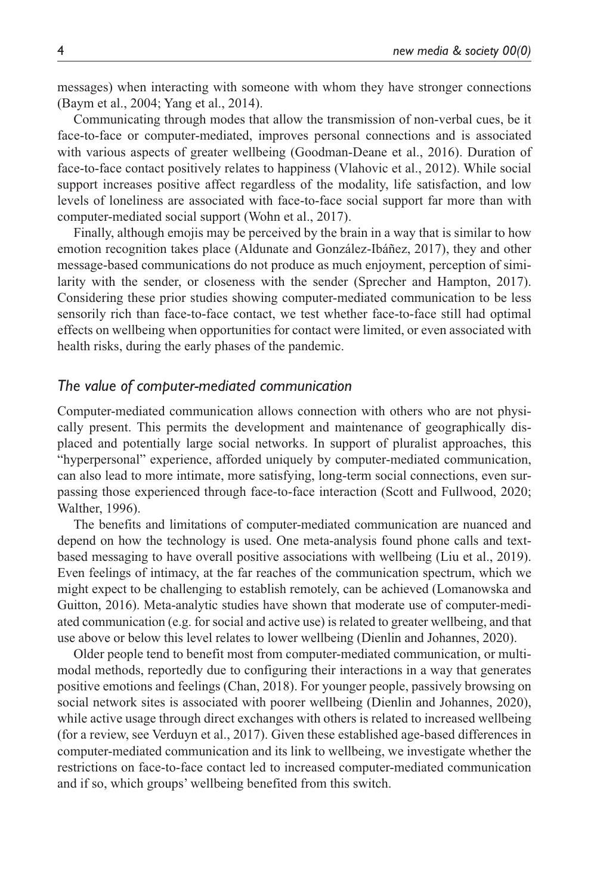messages) when interacting with someone with whom they have stronger connections (Baym et al., 2004; Yang et al., 2014).

Communicating through modes that allow the transmission of non-verbal cues, be it face-to-face or computer-mediated, improves personal connections and is associated with various aspects of greater wellbeing (Goodman-Deane et al., 2016). Duration of face-to-face contact positively relates to happiness (Vlahovic et al., 2012). While social support increases positive affect regardless of the modality, life satisfaction, and low levels of loneliness are associated with face-to-face social support far more than with computer-mediated social support (Wohn et al., 2017).

Finally, although emojis may be perceived by the brain in a way that is similar to how emotion recognition takes place (Aldunate and González-Ibáñez, 2017), they and other message-based communications do not produce as much enjoyment, perception of similarity with the sender, or closeness with the sender (Sprecher and Hampton, 2017). Considering these prior studies showing computer-mediated communication to be less sensorily rich than face-to-face contact, we test whether face-to-face still had optimal effects on wellbeing when opportunities for contact were limited, or even associated with health risks, during the early phases of the pandemic.

### *The value of computer-mediated communication*

Computer-mediated communication allows connection with others who are not physically present. This permits the development and maintenance of geographically displaced and potentially large social networks. In support of pluralist approaches, this "hyperpersonal" experience, afforded uniquely by computer-mediated communication, can also lead to more intimate, more satisfying, long-term social connections, even surpassing those experienced through face-to-face interaction (Scott and Fullwood, 2020; Walther, 1996).

The benefits and limitations of computer-mediated communication are nuanced and depend on how the technology is used. One meta-analysis found phone calls and text-based messaging to have overall positive associations with wellbeing (Liu et al., 2019). Even feelings of intimacy, at the far reaches of the communication spectrum, which we might expect to be challenging to establish remotely, can be achieved (Lomanowska and Guitton, 2016). Meta-analytic studies have shown that moderate use of computer-mediated communication (e.g. for social and active use) is related to greater wellbeing, and that use above or below this level relates to lower wellbeing (Dienlin and Johannes, 2020).

Older people tend to benefit most from computer-mediated communication, or multimodal methods, reportedly due to configuring their interactions in a way that generates positive emotions and feelings (Chan, 2018). For younger people, passively browsing on social network sites is associated with poorer wellbeing (Dienlin and Johannes, 2020), while active usage through direct exchanges with others is related to increased wellbeing (for a review, see Verduyn et al., 2017). Given these established age-based differences in computer-mediated communication and its link to wellbeing, we investigate whether the restrictions on face-to-face contact led to increased computer-mediated communication and if so, which groups' wellbeing benefited from this switch.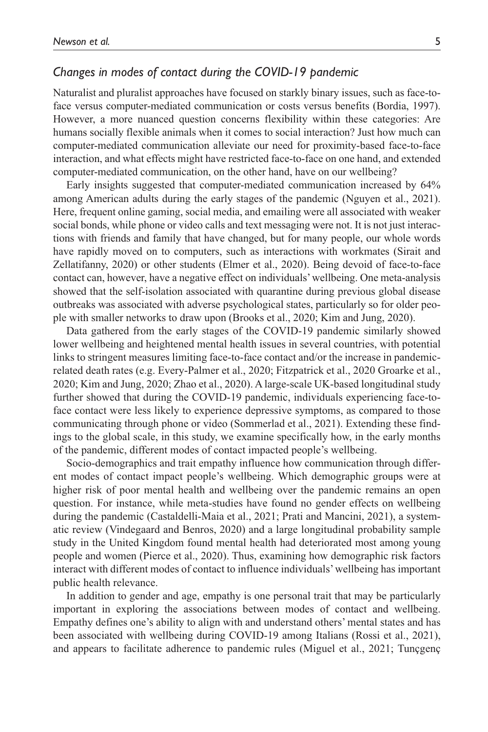### *Changes in modes of contact during the COVID-19 pandemic*

Naturalist and pluralist approaches have focused on starkly binary issues, such as face-to-face versus computer-mediated communication or costs versus benefits (Bordia, 1997). However, a more nuanced question concerns flexibility within these categories: Are humans socially flexible animals when it comes to social interaction? Just how much can computer-mediated communication alleviate our need for proximity-based face-to-face interaction, and what effects might have restricted face-to-face on one hand, and extended computer-mediated communication, on the other hand, have on our wellbeing?

Early insights suggested that computer-mediated communication increased by 64% among American adults during the early stages of the pandemic (Nguyen et al., 2021). Here, frequent online gaming, social media, and emailing were all associated with weaker social bonds, while phone or video calls and text messaging were not. It is not just interactions with friends and family that have changed, but for many people, our whole words have rapidly moved on to computers, such as interactions with workmates (Sirait and Zellatifanny, 2020) or other students (Elmer et al., 2020). Being devoid of face-to-face contact can, however, have a negative effect on individuals' wellbeing. One meta-analysis showed that the self-isolation associated with quarantine during previous global disease outbreaks was associated with adverse psychological states, particularly so for older people with smaller networks to draw upon (Brooks et al., 2020; Kim and Jung, 2020).

Data gathered from the early stages of the COVID-19 pandemic similarly showed lower wellbeing and heightened mental health issues in several countries, with potential links to stringent measures limiting face-to-face contact and/or the increase in pandemic-related death rates (e.g. Every-Palmer et al., 2020; Fitzpatrick et al., 2020 Groarke et al., 2020; Kim and Jung, 2020; Zhao et al., 2020). A large-scale UK-based longitudinal study further showed that during the COVID-19 pandemic, individuals experiencing face-to-face contact were less likely to experience depressive symptoms, as compared to those communicating through phone or video (Sommerlad et al., 2021). Extending these findings to the global scale, in this study, we examine specifically how, in the early months of the pandemic, different modes of contact impacted people's wellbeing.

Socio-demographics and trait empathy influence how communication through different modes of contact impact people's wellbeing. Which demographic groups were at higher risk of poor mental health and wellbeing over the pandemic remains an open question. For instance, while meta-studies have found no gender effects on wellbeing during the pandemic (Castaldelli-Maia et al., 2021; Prati and Mancini, 2021), a systematic review (Vindegaard and Benros, 2020) and a large longitudinal probability sample study in the United Kingdom found mental health had deteriorated most among young people and women (Pierce et al., 2020). Thus, examining how demographic risk factors interact with different modes of contact to influence individuals' wellbeing has important public health relevance.

In addition to gender and age, empathy is one personal trait that may be particularly important in exploring the associations between modes of contact and wellbeing. Empathy defines one's ability to align with and understand others' mental states and has been associated with wellbeing during COVID-19 among Italians (Rossi et al., 2021), and appears to facilitate adherence to pandemic rules (Miguel et al., 2021; Tunçgenç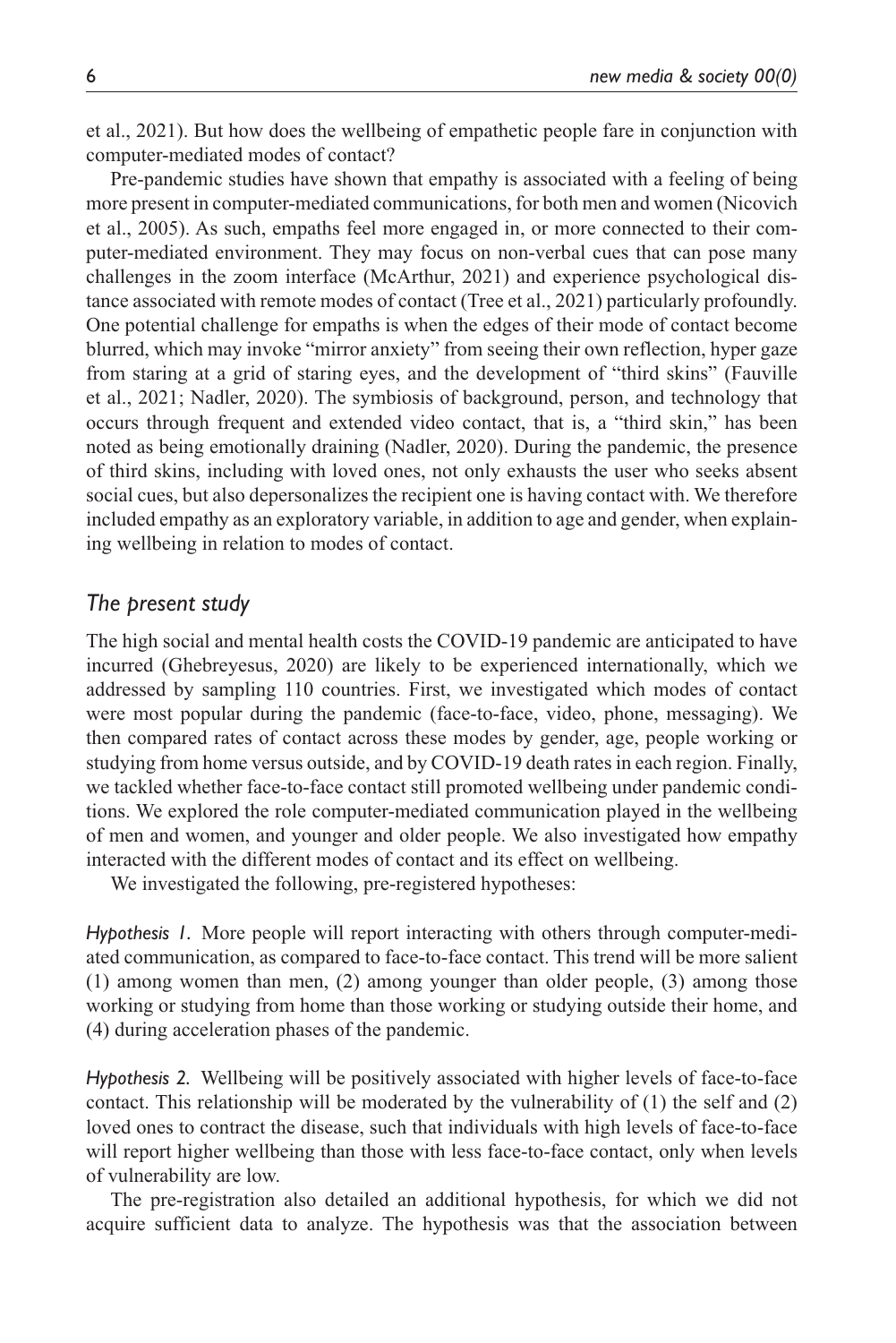et al., 2021). But how does the wellbeing of empathetic people fare in conjunction with computer-mediated modes of contact?

Pre-pandemic studies have shown that empathy is associated with a feeling of being more present in computer-mediated communications, for both men and women (Nicovich et al., 2005). As such, empaths feel more engaged in, or more connected to their computer-mediated environment. They may focus on non-verbal cues that can pose many challenges in the zoom interface (McArthur, 2021) and experience psychological distance associated with remote modes of contact (Tree et al., 2021) particularly profoundly. One potential challenge for empaths is when the edges of their mode of contact become blurred, which may invoke "mirror anxiety" from seeing their own reflection, hyper gaze from staring at a grid of staring eyes, and the development of "third skins" (Fauville et al., 2021; Nadler, 2020). The symbiosis of background, person, and technology that occurs through frequent and extended video contact, that is, a "third skin," has been noted as being emotionally draining (Nadler, 2020). During the pandemic, the presence of third skins, including with loved ones, not only exhausts the user who seeks absent social cues, but also depersonalizes the recipient one is having contact with. We therefore included empathy as an exploratory variable, in addition to age and gender, when explaining wellbeing in relation to modes of contact.

## *The present study*

The high social and mental health costs the COVID-19 pandemic are anticipated to have incurred (Ghebreyesus, 2020) are likely to be experienced internationally, which we addressed by sampling 110 countries. First, we investigated which modes of contact were most popular during the pandemic (face-to-face, video, phone, messaging). We then compared rates of contact across these modes by gender, age, people working or studying from home versus outside, and by COVID-19 death rates in each region. Finally, we tackled whether face-to-face contact still promoted wellbeing under pandemic conditions. We explored the role computer-mediated communication played in the wellbeing of men and women, and younger and older people. We also investigated how empathy interacted with the different modes of contact and its effect on wellbeing.

We investigated the following, pre-registered hypotheses:

*Hypothesis 1.* More people will report interacting with others through computer-mediated communication, as compared to face-to-face contact. This trend will be more salient (1) among women than men, (2) among younger than older people, (3) among those working or studying from home than those working or studying outside their home, and (4) during acceleration phases of the pandemic.

*Hypothesis 2.* Wellbeing will be positively associated with higher levels of face-to-face contact. This relationship will be moderated by the vulnerability of (1) the self and (2) loved ones to contract the disease, such that individuals with high levels of face-to-face will report higher wellbeing than those with less face-to-face contact, only when levels of vulnerability are low.

The pre-registration also detailed an additional hypothesis, for which we did not acquire sufficient data to analyze. The hypothesis was that the association between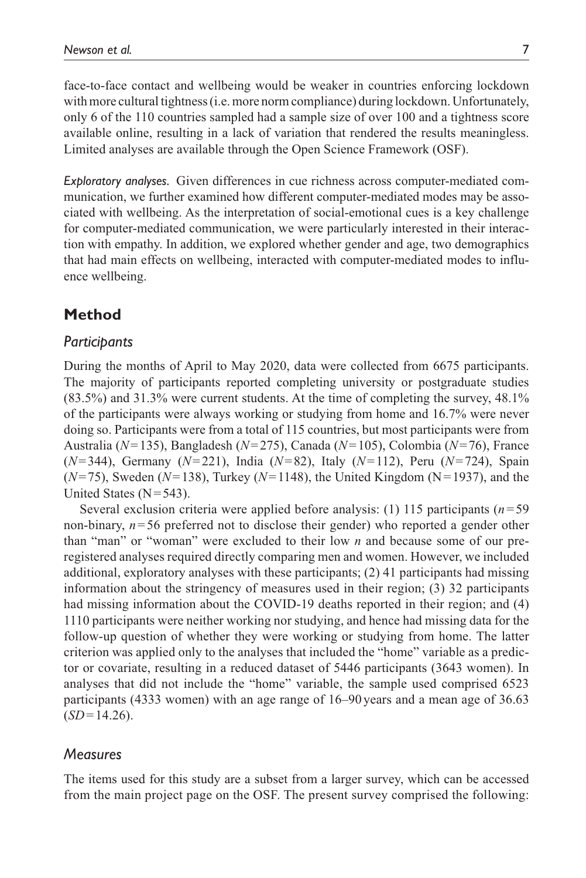face-to-face contact and wellbeing would be weaker in countries enforcing lockdown with more cultural tightness (i.e. more norm compliance) during lockdown. Unfortunately, only 6 of the 110 countries sampled had a sample size of over 100 and a tightness score available online, resulting in a lack of variation that rendered the results meaningless. Limited analyses are available through the Open Science Framework (OSF).

*Exploratory analyses.* Given differences in cue richness across computer-mediated communication, we further examined how different computer-mediated modes may be associated with wellbeing. As the interpretation of social-emotional cues is a key challenge for computer-mediated communication, we were particularly interested in their interaction with empathy. In addition, we explored whether gender and age, two demographics that had main effects on wellbeing, interacted with computer-mediated modes to influence wellbeing.

## Method

### *Participants*

During the months of April to May 2020, data were collected from 6675 participants. The majority of participants reported completing university or postgraduate studies (83.5%) and 31.3% were current students. At the time of completing the survey, 48.1% of the participants were always working or studying from home and 16.7% were never doing so. Participants were from a total of 115 countries, but most participants were from Australia ($N = 135$), Bangladesh ($N = 275$), Canada ($N = 105$), Colombia ($N = 76$), France ($N = 344$), Germany ($N = 221$), India ($N = 82$), Italy ($N = 112$), Peru ($N = 724$), Spain ($N = 75$), Sweden ($N = 138$), Turkey ($N = 1148$), the United Kingdom ($N = 1937$), and the United States ($N = 543$).

Several exclusion criteria were applied before analysis: (1) 115 participants ($n = 59$ non-binary, $n = 56$ preferred not to disclose their gender) who reported a gender other than "man" or "woman" were excluded to their low *n* and because some of our preregistered analyses required directly comparing men and women. However, we included additional, exploratory analyses with these participants; (2) 41 participants had missing information about the stringency of measures used in their region; (3) 32 participants had missing information about the COVID-19 deaths reported in their region; and (4) 1110 participants were neither working nor studying, and hence had missing data for the follow-up question of whether they were working or studying from home. The latter criterion was applied only to the analyses that included the "home" variable as a predictor or covariate, resulting in a reduced dataset of 5446 participants (3643 women). In analyses that did not include the "home" variable, the sample used comprised 6523 participants (4333 women) with an age range of 16–90 years and a mean age of 36.63 ($SD = 14.26$).

### *Measures*

The items used for this study are a subset from a larger survey, which can be accessed from the main project page on the OSF. The present survey comprised the following: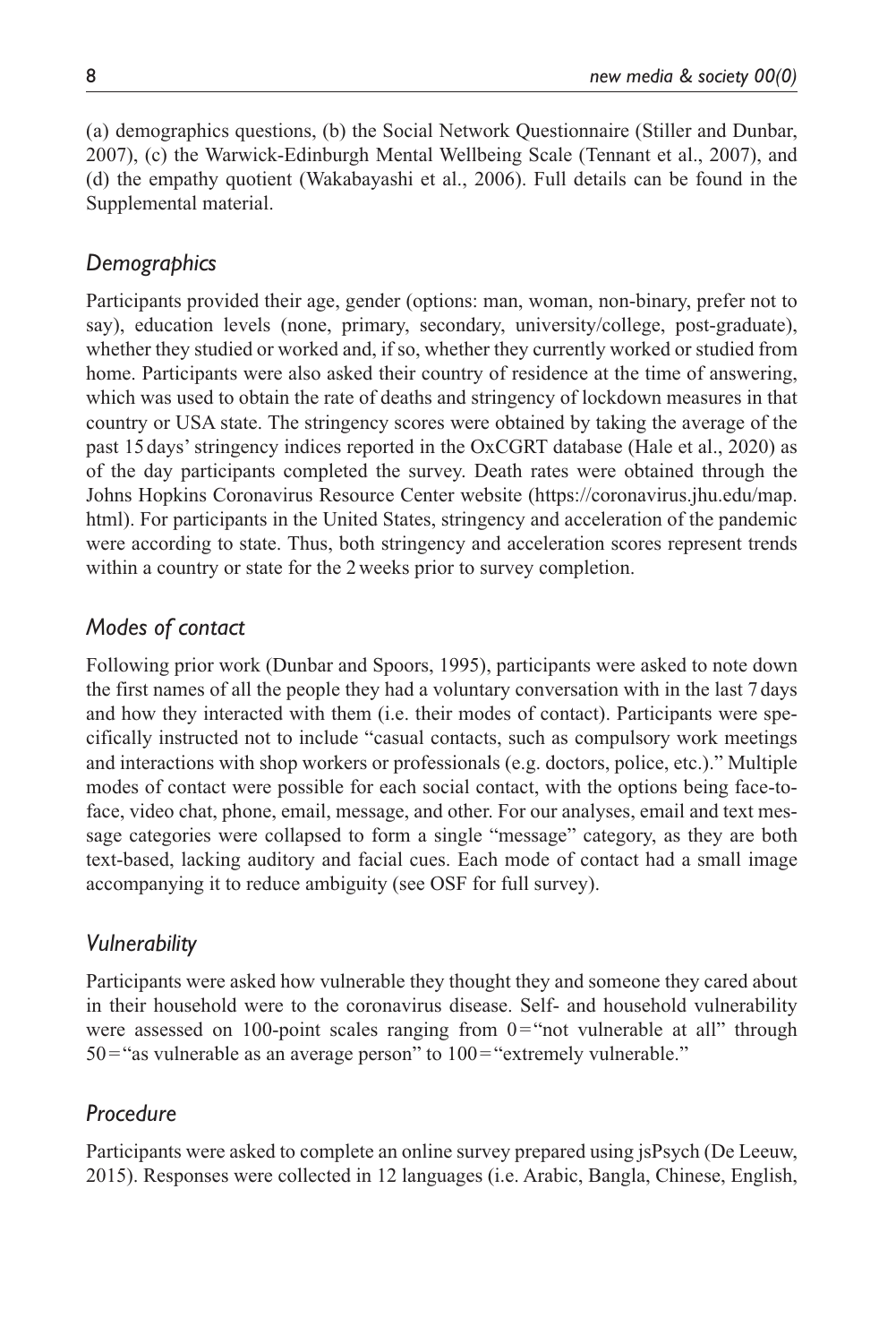(a) demographics questions, (b) the Social Network Questionnaire (Stiller and Dunbar, 2007), (c) the Warwick-Edinburgh Mental Wellbeing Scale (Tennant et al., 2007), and (d) the empathy quotient (Wakabayashi et al., 2006). Full details can be found in the Supplemental material.

### *Demographics*

Participants provided their age, gender (options: man, woman, non-binary, prefer not to say), education levels (none, primary, secondary, university/college, post-graduate), whether they studied or worked and, if so, whether they currently worked or studied from home. Participants were also asked their country of residence at the time of answering, which was used to obtain the rate of deaths and stringency of lockdown measures in that country or USA state. The stringency scores were obtained by taking the average of the past 15 days' stringency indices reported in the OxCGRT database (Hale et al., 2020) as of the day participants completed the survey. Death rates were obtained through the Johns Hopkins Coronavirus Resource Center website (https://coronavirus.jhu.edu/map.html). For participants in the United States, stringency and acceleration of the pandemic were according to state. Thus, both stringency and acceleration scores represent trends within a country or state for the 2 weeks prior to survey completion.

### *Modes of contact*

Following prior work (Dunbar and Spoors, 1995), participants were asked to note down the first names of all the people they had a voluntary conversation with in the last 7 days and how they interacted with them (i.e. their modes of contact). Participants were specifically instructed not to include "casual contacts, such as compulsory work meetings and interactions with shop workers or professionals (e.g. doctors, police, etc.)." Multiple modes of contact were possible for each social contact, with the options being face-to-face, video chat, phone, email, message, and other. For our analyses, email and text message categories were collapsed to form a single "message" category, as they are both text-based, lacking auditory and facial cues. Each mode of contact had a small image accompanying it to reduce ambiguity (see OSF for full survey).

### *Vulnerability*

Participants were asked how vulnerable they thought they and someone they cared about in their household were to the coronavirus disease. Self- and household vulnerability were assessed on 100-point scales ranging from 0 = "not vulnerable at all" through 50 = "as vulnerable as an average person" to 100 = "extremely vulnerable."

### *Procedure*

Participants were asked to complete an online survey prepared using jsPsych (De Leeuw, 2015). Responses were collected in 12 languages (i.e. Arabic, Bangla, Chinese, English,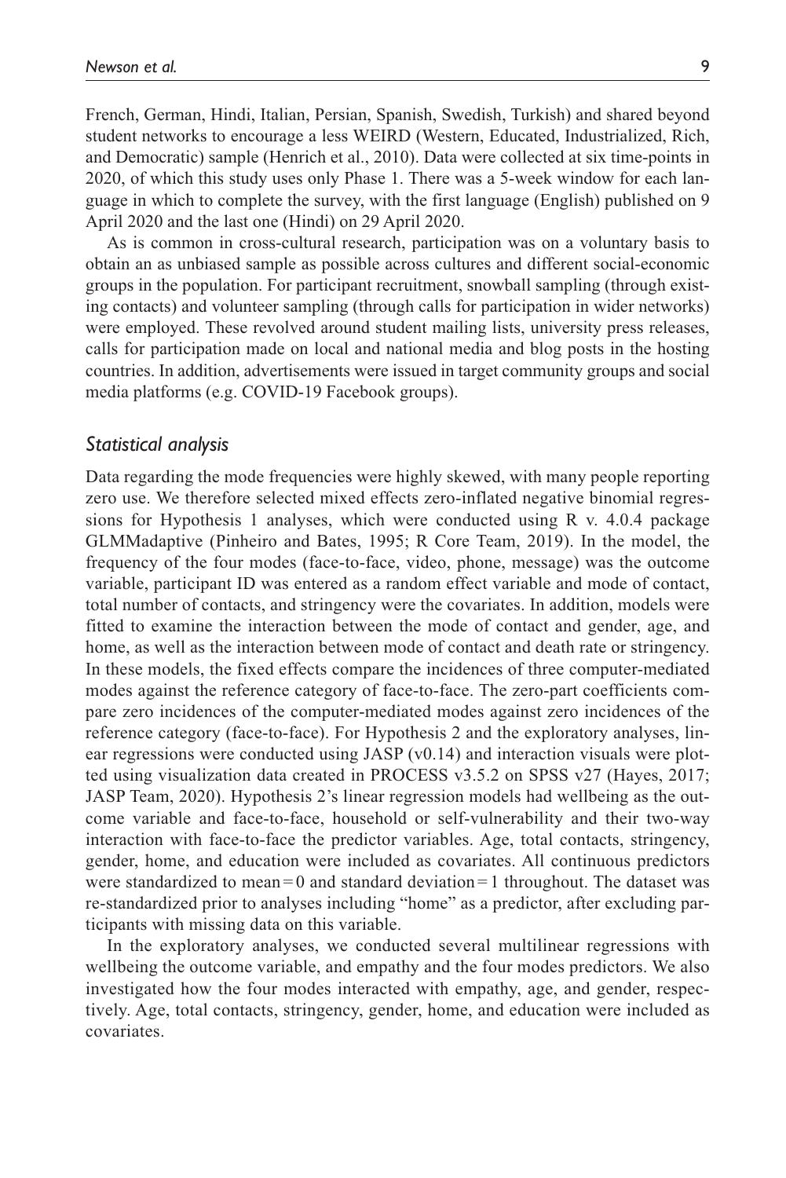French, German, Hindi, Italian, Persian, Spanish, Swedish, Turkish) and shared beyond student networks to encourage a less WEIRD (Western, Educated, Industrialized, Rich, and Democratic) sample (Henrich et al., 2010). Data were collected at six time-points in 2020, of which this study uses only Phase 1. There was a 5-week window for each language in which to complete the survey, with the first language (English) published on 9 April 2020 and the last one (Hindi) on 29 April 2020.

As is common in cross-cultural research, participation was on a voluntary basis to obtain an as unbiased sample as possible across cultures and different social-economic groups in the population. For participant recruitment, snowball sampling (through existing contacts) and volunteer sampling (through calls for participation in wider networks) were employed. These revolved around student mailing lists, university press releases, calls for participation made on local and national media and blog posts in the hosting countries. In addition, advertisements were issued in target community groups and social media platforms (e.g. COVID-19 Facebook groups).

### *Statistical analysis*

Data regarding the mode frequencies were highly skewed, with many people reporting zero use. We therefore selected mixed effects zero-inflated negative binomial regressions for Hypothesis 1 analyses, which were conducted using R v. 4.0.4 package GLMMadaptive (Pinheiro and Bates, 1995; R Core Team, 2019). In the model, the frequency of the four modes (face-to-face, video, phone, message) was the outcome variable, participant ID was entered as a random effect variable and mode of contact, total number of contacts, and stringency were the covariates. In addition, models were fitted to examine the interaction between the mode of contact and gender, age, and home, as well as the interaction between mode of contact and death rate or stringency. In these models, the fixed effects compare the incidences of three computer-mediated modes against the reference category of face-to-face. The zero-part coefficients compare zero incidences of the computer-mediated modes against zero incidences of the reference category (face-to-face). For Hypothesis 2 and the exploratory analyses, linear regressions were conducted using JASP (v0.14) and interaction visuals were plotted using visualization data created in PROCESS v3.5.2 on SPSS v27 (Hayes, 2017; JASP Team, 2020). Hypothesis 2's linear regression models had wellbeing as the outcome variable and face-to-face, household or self-vulnerability and their two-way interaction with face-to-face the predictor variables. Age, total contacts, stringency, gender, home, and education were included as covariates. All continuous predictors were standardized to mean = 0 and standard deviation = 1 throughout. The dataset was re-standardized prior to analyses including "home" as a predictor, after excluding participants with missing data on this variable.

In the exploratory analyses, we conducted several multilinear regressions with wellbeing the outcome variable, and empathy and the four modes predictors. We also investigated how the four modes interacted with empathy, age, and gender, respectively. Age, total contacts, stringency, gender, home, and education were included as covariates.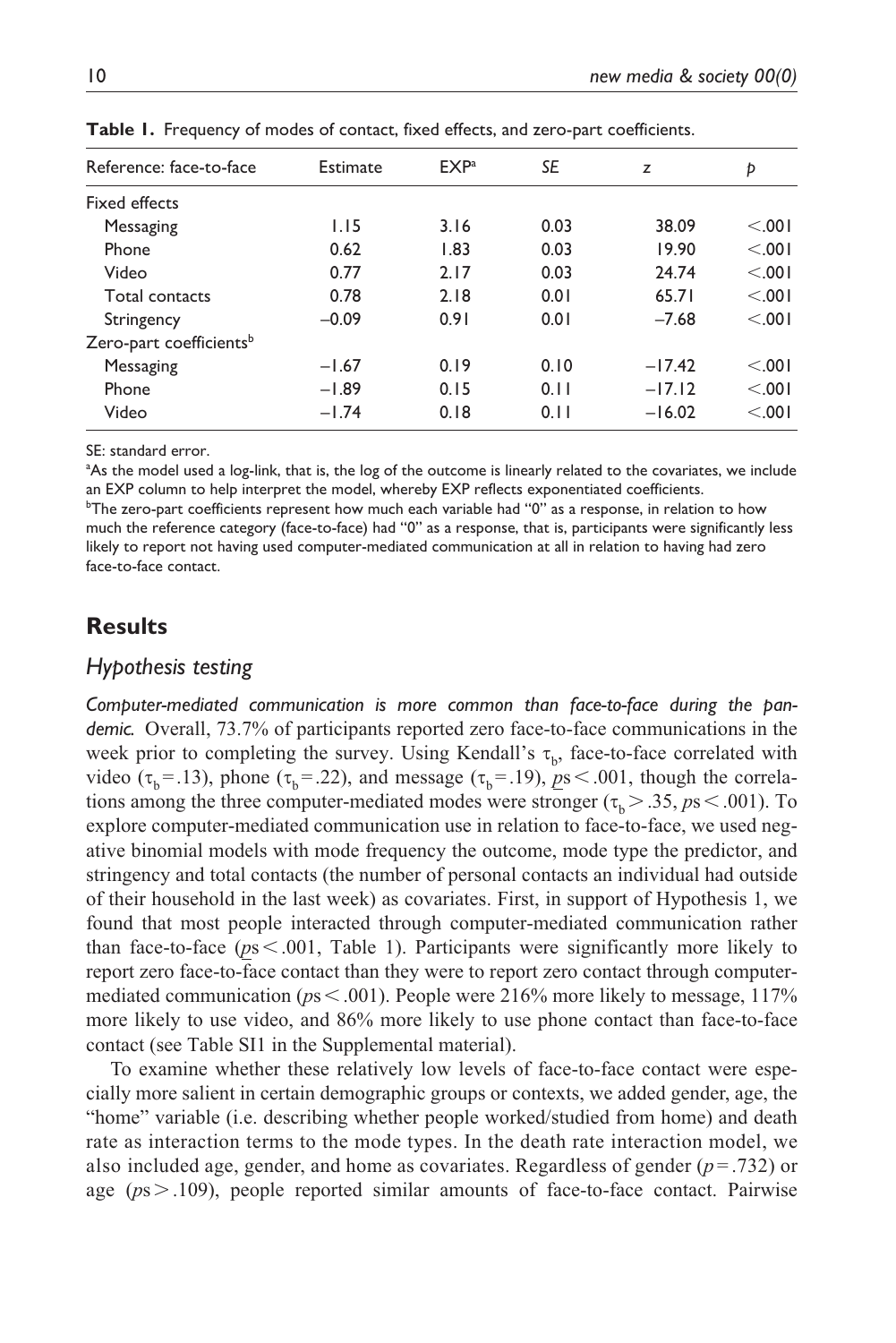**Table 1.** Frequency of modes of contact, fixed effects, and zero-part coefficients.

| Reference: face-to-face | Estimate | EXP[a] | *SE* | *z* | *p* |
|---|---|---|---|---|---|
| Fixed effects | | | | | |
| Messaging | 1.15 | 3.16 | 0.03 | 38.09 | <.001 |
| Phone | 0.62 | 1.83 | 0.03 | 19.90 | <.001 |
| Video | 0.77 | 2.17 | 0.03 | 24.74 | <.001 |
| Total contacts | 0.78 | 2.18 | 0.01 | 65.71 | <.001 |
| Stringency | −0.09 | 0.91 | 0.01 | −7.68 | <.001 |
| Zero-part coefficients[b] | | | | | |
| Messaging | −1.67 | 0.19 | 0.10 | −17.42 | <.001 |
| Phone | −1.89 | 0.15 | 0.11 | −17.12 | <.001 |
| Video | −1.74 | 0.18 | 0.11 | −16.02 | <.001 |

SE: standard error.

[a]As the model used a log-link, that is, the log of the outcome is linearly related to the covariates, we include an EXP column to help interpret the model, whereby EXP reflects exponentiated coefficients.

[b]The zero-part coefficients represent how much each variable had "0" as a response, in relation to how much the reference category (face-to-face) had "0" as a response, that is, participants were significantly less likely to report not having used computer-mediated communication at all in relation to having had zero face-to-face contact.

## Results

### Hypothesis testing

*Computer-mediated communication is more common than face-to-face during the pandemic.* Overall, 73.7% of participants reported zero face-to-face communications in the week prior to completing the survey. Using Kendall's $\tau_b$, face-to-face correlated with video ($\tau_b = .13$), phone ($\tau_b = .22$), and message ($\tau_b = .19$), $ps < .001$, though the correlations among the three computer-mediated modes were stronger ($\tau_b > .35$, $ps < .001$). To explore computer-mediated communication use in relation to face-to-face, we used negative binomial models with mode frequency the outcome, mode type the predictor, and stringency and total contacts (the number of personal contacts an individual had outside of their household in the last week) as covariates. First, in support of Hypothesis 1, we found that most people interacted through computer-mediated communication rather than face-to-face ($ps < .001$, Table 1). Participants were significantly more likely to report zero face-to-face contact than they were to report zero contact through computer-mediated communication ($ps < .001$). People were 216% more likely to message, 117% more likely to use video, and 86% more likely to use phone contact than face-to-face contact (see Table SI1 in the Supplemental material).

To examine whether these relatively low levels of face-to-face contact were especially more salient in certain demographic groups or contexts, we added gender, age, the "home" variable (i.e. describing whether people worked/studied from home) and death rate as interaction terms to the mode types. In the death rate interaction model, we also included age, gender, and home as covariates. Regardless of gender ($p = .732$) or age ($ps > .109$), people reported similar amounts of face-to-face contact. Pairwise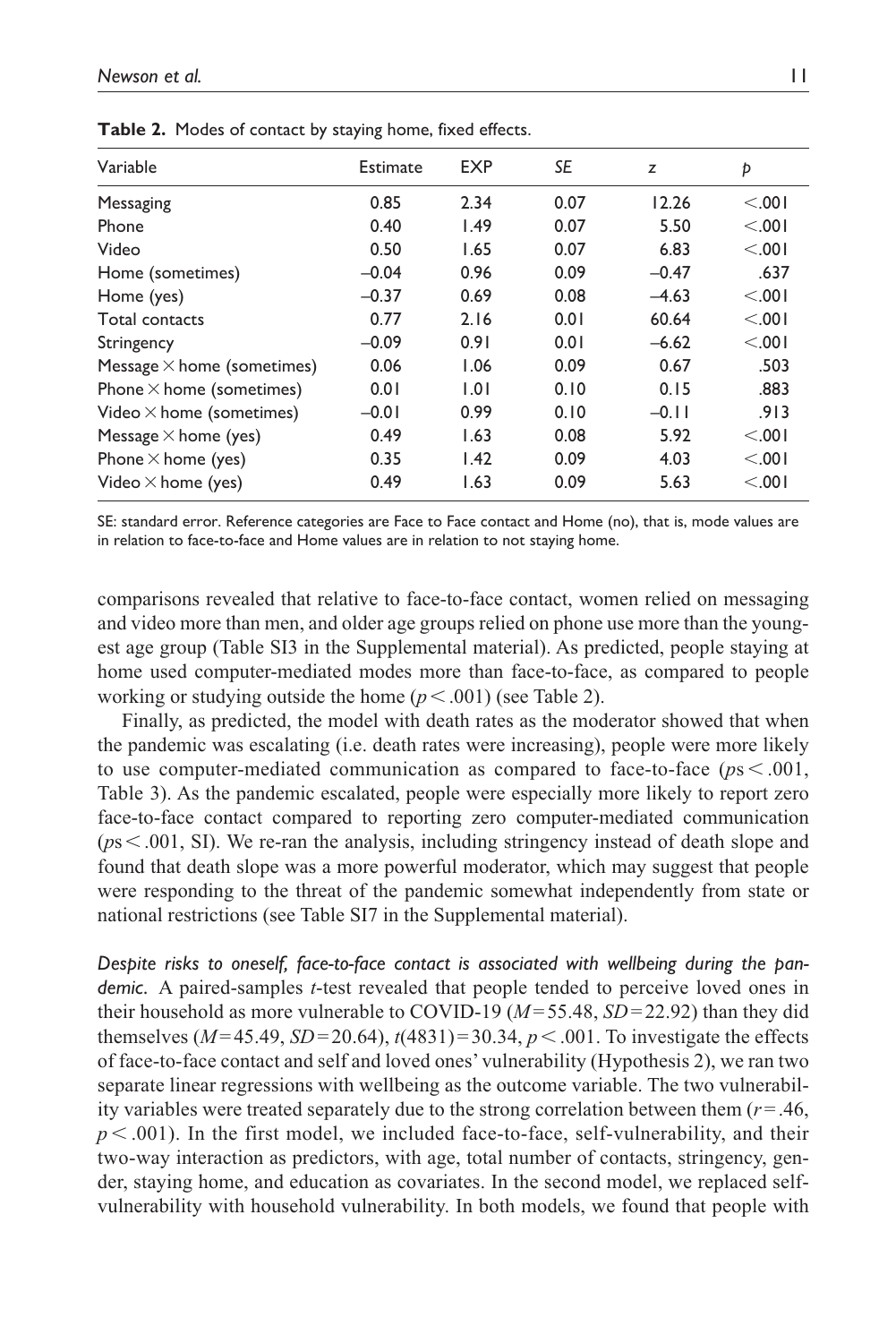**Table 2.** Modes of contact by staying home, fixed effects.

| Variable | Estimate | EXP | SE | z | p |
|---|---|---|---|---|---|
| Messaging | 0.85 | 2.34 | 0.07 | 12.26 | <.001 |
| Phone | 0.40 | 1.49 | 0.07 | 5.50 | <.001 |
| Video | 0.50 | 1.65 | 0.07 | 6.83 | <.001 |
| Home (sometimes) | –0.04 | 0.96 | 0.09 | –0.47 | .637 |
| Home (yes) | –0.37 | 0.69 | 0.08 | –4.63 | <.001 |
| Total contacts | 0.77 | 2.16 | 0.01 | 60.64 | <.001 |
| Stringency | –0.09 | 0.91 | 0.01 | –6.62 | <.001 |
| Message × home (sometimes) | 0.06 | 1.06 | 0.09 | 0.67 | .503 |
| Phone × home (sometimes) | 0.01 | 1.01 | 0.10 | 0.15 | .883 |
| Video × home (sometimes) | –0.01 | 0.99 | 0.10 | –0.11 | .913 |
| Message × home (yes) | 0.49 | 1.63 | 0.08 | 5.92 | <.001 |
| Phone × home (yes) | 0.35 | 1.42 | 0.09 | 4.03 | <.001 |
| Video × home (yes) | 0.49 | 1.63 | 0.09 | 5.63 | <.001 |

SE: standard error. Reference categories are Face to Face contact and Home (no), that is, mode values are in relation to face-to-face and Home values are in relation to not staying home.

comparisons revealed that relative to face-to-face contact, women relied on messaging and video more than men, and older age groups relied on phone use more than the youngest age group (Table SI3 in the Supplemental material). As predicted, people staying at home used computer-mediated modes more than face-to-face, as compared to people working or studying outside the home ($p < .001$) (see Table 2).

Finally, as predicted, the model with death rates as the moderator showed that when the pandemic was escalating (i.e. death rates were increasing), people were more likely to use computer-mediated communication as compared to face-to-face ($p\text{s} < .001$, Table 3). As the pandemic escalated, people were especially more likely to report zero face-to-face contact compared to reporting zero computer-mediated communication ($p\text{s} < .001$, SI). We re-ran the analysis, including stringency instead of death slope and found that death slope was a more powerful moderator, which may suggest that people were responding to the threat of the pandemic somewhat independently from state or national restrictions (see Table SI7 in the Supplemental material).

*Despite risks to oneself, face-to-face contact is associated with wellbeing during the pandemic.* A paired-samples *t*-test revealed that people tended to perceive loved ones in their household as more vulnerable to COVID-19 ($M = 55.48$, $SD = 22.92$) than they did themselves ($M = 45.49$, $SD = 20.64$), $t(4831) = 30.34$, $p < .001$. To investigate the effects of face-to-face contact and self and loved ones' vulnerability (Hypothesis 2), we ran two separate linear regressions with wellbeing as the outcome variable. The two vulnerability variables were treated separately due to the strong correlation between them ($r = .46$, $p < .001$). In the first model, we included face-to-face, self-vulnerability, and their two-way interaction as predictors, with age, total number of contacts, stringency, gender, staying home, and education as covariates. In the second model, we replaced self-vulnerability with household vulnerability. In both models, we found that people with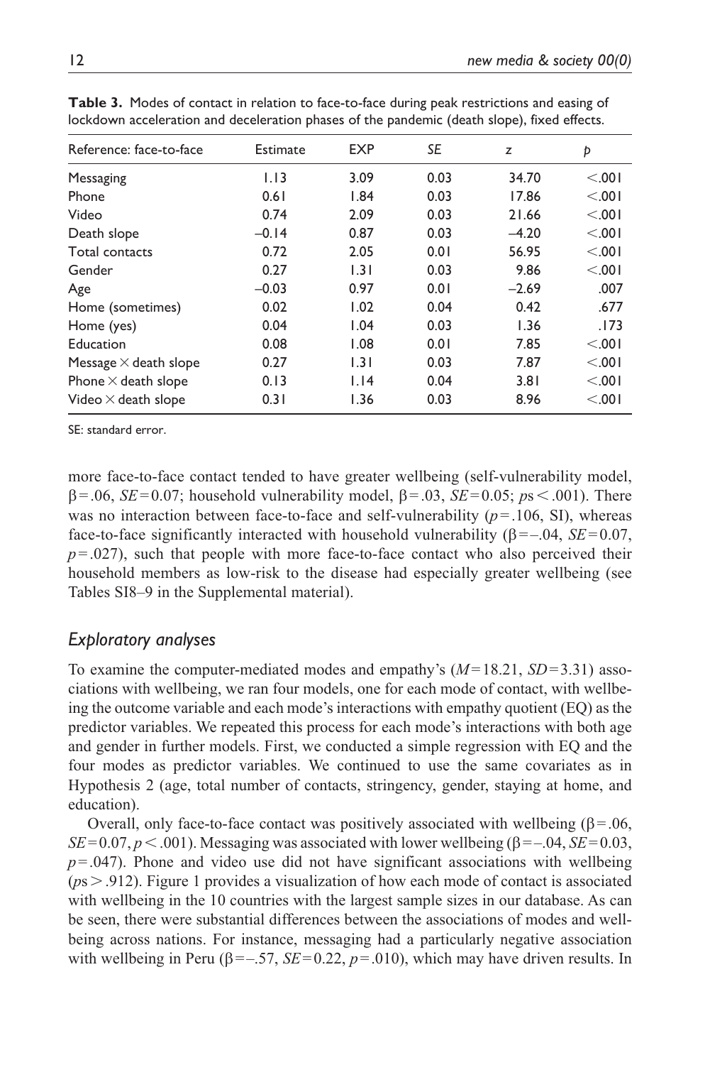**Table 3.** Modes of contact in relation to face-to-face during peak restrictions and easing of lockdown acceleration and deceleration phases of the pandemic (death slope), fixed effects.

| Reference: face-to-face | Estimate | EXP | *SE* | *z* | *p* |
|---|---|---|---|---|---|
| Messaging | 1.13 | 3.09 | 0.03 | 34.70 | <.001 |
| Phone | 0.61 | 1.84 | 0.03 | 17.86 | <.001 |
| Video | 0.74 | 2.09 | 0.03 | 21.66 | <.001 |
| Death slope | –0.14 | 0.87 | 0.03 | –4.20 | <.001 |
| Total contacts | 0.72 | 2.05 | 0.01 | 56.95 | <.001 |
| Gender | 0.27 | 1.31 | 0.03 | 9.86 | <.001 |
| Age | –0.03 | 0.97 | 0.01 | –2.69 | .007 |
| Home (sometimes) | 0.02 | 1.02 | 0.04 | 0.42 | .677 |
| Home (yes) | 0.04 | 1.04 | 0.03 | 1.36 | .173 |
| Education | 0.08 | 1.08 | 0.01 | 7.85 | <.001 |
| Message × death slope | 0.27 | 1.31 | 0.03 | 7.87 | <.001 |
| Phone × death slope | 0.13 | 1.14 | 0.04 | 3.81 | <.001 |
| Video × death slope | 0.31 | 1.36 | 0.03 | 8.96 | <.001 |

SE: standard error.

more face-to-face contact tended to have greater wellbeing (self-vulnerability model, $\beta = .06$, $SE = 0.07$; household vulnerability model, $\beta = .03$, $SE = 0.05$; $ps < .001$). There was no interaction between face-to-face and self-vulnerability ($p = .106$, SI), whereas face-to-face significantly interacted with household vulnerability ($\beta = -.04$, $SE = 0.07$, $p = .027$), such that people with more face-to-face contact who also perceived their household members as low-risk to the disease had especially greater wellbeing (see Tables SI8–9 in the Supplemental material).

## *Exploratory analyses*

To examine the computer-mediated modes and empathy's ($M = 18.21$, $SD = 3.31$) associations with wellbeing, we ran four models, one for each mode of contact, with wellbeing the outcome variable and each mode's interactions with empathy quotient (EQ) as the predictor variables. We repeated this process for each mode's interactions with both age and gender in further models. First, we conducted a simple regression with EQ and the four modes as predictor variables. We continued to use the same covariates as in Hypothesis 2 (age, total number of contacts, stringency, gender, staying at home, and education).

Overall, only face-to-face contact was positively associated with wellbeing ($\beta = .06$, $SE = 0.07$, $p < .001$). Messaging was associated with lower wellbeing ($\beta = -.04$, $SE = 0.03$, $p = .047$). Phone and video use did not have significant associations with wellbeing ($ps > .912$). Figure 1 provides a visualization of how each mode of contact is associated with wellbeing in the 10 countries with the largest sample sizes in our database. As can be seen, there were substantial differences between the associations of modes and wellbeing across nations. For instance, messaging had a particularly negative association with wellbeing in Peru ($\beta = -.57$, $SE = 0.22$, $p = .010$), which may have driven results. In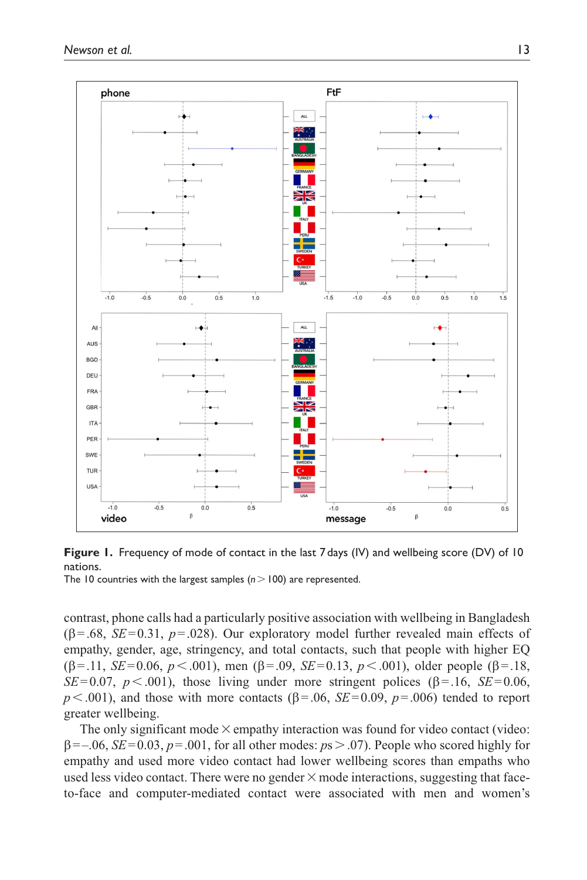**Figure 1.** Frequency of mode of contact in the last 7 days (IV) and wellbeing score (DV) of 10 nations.

The 10 countries with the largest samples ($n > 100$) are represented.

contrast, phone calls had a particularly positive association with wellbeing in Bangladesh ($\beta = .68$, $SE = 0.31$, $p = .028$). Our exploratory model further revealed main effects of empathy, gender, age, stringency, and total contacts, such that people with higher EQ ($\beta = .11$, $SE = 0.06$, $p < .001$), men ($\beta = .09$, $SE = 0.13$, $p < .001$), older people ($\beta = .18$, $SE = 0.07$, $p < .001$), those living under more stringent polices ($\beta = .16$, $SE = 0.06$, $p < .001$), and those with more contacts ($\beta = .06$, $SE = 0.09$, $p = .006$) tended to report greater wellbeing.

The only significant mode × empathy interaction was found for video contact (video: $\beta = -.06$, $SE = 0.03$, $p = .001$, for all other modes: $ps > .07$). People who scored highly for empathy and used more video contact had lower wellbeing scores than empaths who used less video contact. There were no gender × mode interactions, suggesting that face-to-face and computer-mediated contact were associated with men and women's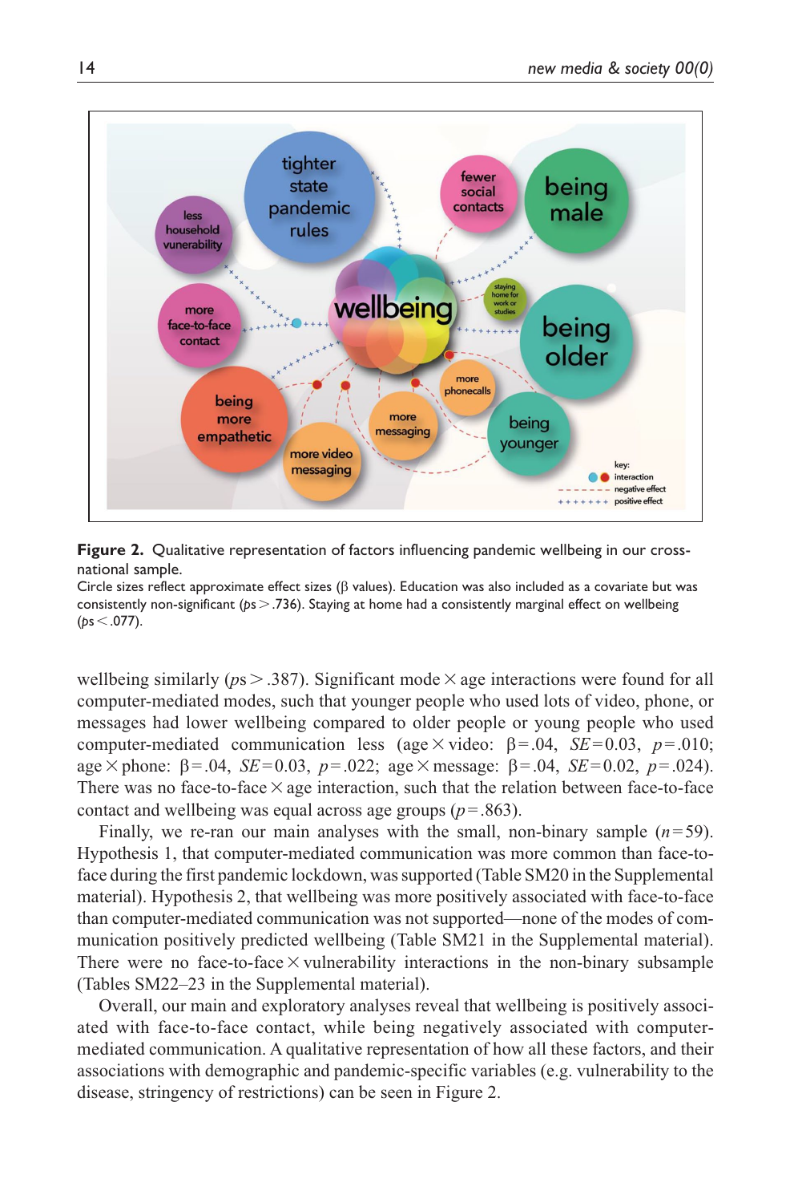**Figure 2.** Qualitative representation of factors influencing pandemic wellbeing in our cross-national sample.

Circle sizes reflect approximate effect sizes (β values). Education was also included as a covariate but was consistently non-significant ($ps > .736$). Staying at home had a consistently marginal effect on wellbeing ($ps < .077$).

wellbeing similarly ($ps > .387$). Significant mode × age interactions were found for all computer-mediated modes, such that younger people who used lots of video, phone, or messages had lower wellbeing compared to older people or young people who used computer-mediated communication less (age × video: $\beta = .04$, $SE = 0.03$, $p = .010$; age × phone: $\beta = .04$, $SE = 0.03$, $p = .022$; age × message: $\beta = .04$, $SE = 0.02$, $p = .024$). There was no face-to-face × age interaction, such that the relation between face-to-face contact and wellbeing was equal across age groups ($p = .863$).

Finally, we re-ran our main analyses with the small, non-binary sample ($n = 59$). Hypothesis 1, that computer-mediated communication was more common than face-to-face during the first pandemic lockdown, was supported (Table SM20 in the Supplemental material). Hypothesis 2, that wellbeing was more positively associated with face-to-face than computer-mediated communication was not supported—none of the modes of communication positively predicted wellbeing (Table SM21 in the Supplemental material). There were no face-to-face × vulnerability interactions in the non-binary subsample (Tables SM22–23 in the Supplemental material).

Overall, our main and exploratory analyses reveal that wellbeing is positively associated with face-to-face contact, while being negatively associated with computer-mediated communication. A qualitative representation of how all these factors, and their associations with demographic and pandemic-specific variables (e.g. vulnerability to the disease, stringency of restrictions) can be seen in Figure 2.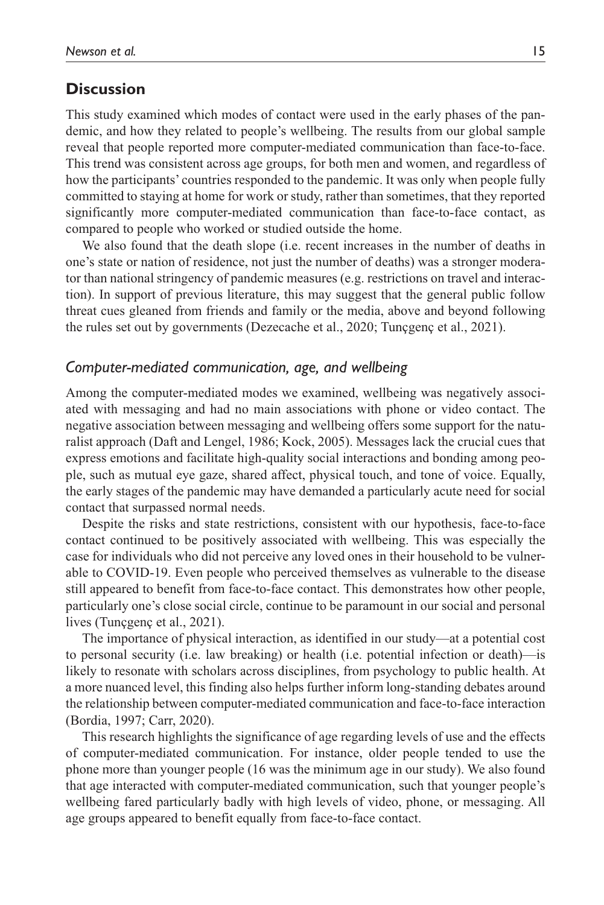## Discussion

This study examined which modes of contact were used in the early phases of the pandemic, and how they related to people's wellbeing. The results from our global sample reveal that people reported more computer-mediated communication than face-to-face. This trend was consistent across age groups, for both men and women, and regardless of how the participants' countries responded to the pandemic. It was only when people fully committed to staying at home for work or study, rather than sometimes, that they reported significantly more computer-mediated communication than face-to-face contact, as compared to people who worked or studied outside the home.

We also found that the death slope (i.e. recent increases in the number of deaths in one's state or nation of residence, not just the number of deaths) was a stronger moderator than national stringency of pandemic measures (e.g. restrictions on travel and interaction). In support of previous literature, this may suggest that the general public follow threat cues gleaned from friends and family or the media, above and beyond following the rules set out by governments (Dezecache et al., 2020; Tunçgenç et al., 2021).

### *Computer-mediated communication, age, and wellbeing*

Among the computer-mediated modes we examined, wellbeing was negatively associated with messaging and had no main associations with phone or video contact. The negative association between messaging and wellbeing offers some support for the naturalist approach (Daft and Lengel, 1986; Kock, 2005). Messages lack the crucial cues that express emotions and facilitate high-quality social interactions and bonding among people, such as mutual eye gaze, shared affect, physical touch, and tone of voice. Equally, the early stages of the pandemic may have demanded a particularly acute need for social contact that surpassed normal needs.

Despite the risks and state restrictions, consistent with our hypothesis, face-to-face contact continued to be positively associated with wellbeing. This was especially the case for individuals who did not perceive any loved ones in their household to be vulnerable to COVID-19. Even people who perceived themselves as vulnerable to the disease still appeared to benefit from face-to-face contact. This demonstrates how other people, particularly one's close social circle, continue to be paramount in our social and personal lives (Tunçgenç et al., 2021).

The importance of physical interaction, as identified in our study—at a potential cost to personal security (i.e. law breaking) or health (i.e. potential infection or death)—is likely to resonate with scholars across disciplines, from psychology to public health. At a more nuanced level, this finding also helps further inform long-standing debates around the relationship between computer-mediated communication and face-to-face interaction (Bordia, 1997; Carr, 2020).

This research highlights the significance of age regarding levels of use and the effects of computer-mediated communication. For instance, older people tended to use the phone more than younger people (16 was the minimum age in our study). We also found that age interacted with computer-mediated communication, such that younger people's wellbeing fared particularly badly with high levels of video, phone, or messaging. All age groups appeared to benefit equally from face-to-face contact.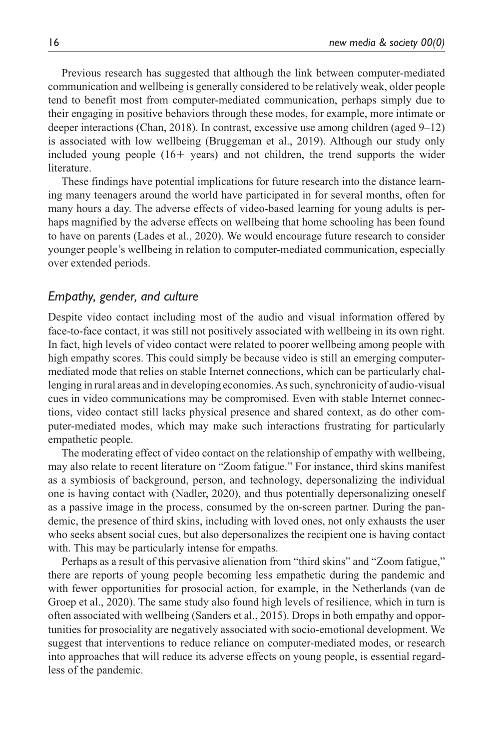Previous research has suggested that although the link between computer-mediated communication and wellbeing is generally considered to be relatively weak, older people tend to benefit most from computer-mediated communication, perhaps simply due to their engaging in positive behaviors through these modes, for example, more intimate or deeper interactions (Chan, 2018). In contrast, excessive use among children (aged 9–12) is associated with low wellbeing (Bruggeman et al., 2019). Although our study only included young people (16+ years) and not children, the trend supports the wider literature.

These findings have potential implications for future research into the distance learning many teenagers around the world have participated in for several months, often for many hours a day. The adverse effects of video-based learning for young adults is perhaps magnified by the adverse effects on wellbeing that home schooling has been found to have on parents (Lades et al., 2020). We would encourage future research to consider younger people's wellbeing in relation to computer-mediated communication, especially over extended periods.

### *Empathy, gender, and culture*

Despite video contact including most of the audio and visual information offered by face-to-face contact, it was still not positively associated with wellbeing in its own right. In fact, high levels of video contact were related to poorer wellbeing among people with high empathy scores. This could simply be because video is still an emerging computer-mediated mode that relies on stable Internet connections, which can be particularly challenging in rural areas and in developing economies. As such, synchronicity of audio-visual cues in video communications may be compromised. Even with stable Internet connections, video contact still lacks physical presence and shared context, as do other computer-mediated modes, which may make such interactions frustrating for particularly empathetic people.

The moderating effect of video contact on the relationship of empathy with wellbeing, may also relate to recent literature on "Zoom fatigue." For instance, third skins manifest as a symbiosis of background, person, and technology, depersonalizing the individual one is having contact with (Nadler, 2020), and thus potentially depersonalizing oneself as a passive image in the process, consumed by the on-screen partner. During the pandemic, the presence of third skins, including with loved ones, not only exhausts the user who seeks absent social cues, but also depersonalizes the recipient one is having contact with. This may be particularly intense for empaths.

Perhaps as a result of this pervasive alienation from "third skins" and "Zoom fatigue," there are reports of young people becoming less empathetic during the pandemic and with fewer opportunities for prosocial action, for example, in the Netherlands (van de Groep et al., 2020). The same study also found high levels of resilience, which in turn is often associated with wellbeing (Sanders et al., 2015). Drops in both empathy and opportunities for prosociality are negatively associated with socio-emotional development. We suggest that interventions to reduce reliance on computer-mediated modes, or research into approaches that will reduce its adverse effects on young people, is essential regardless of the pandemic.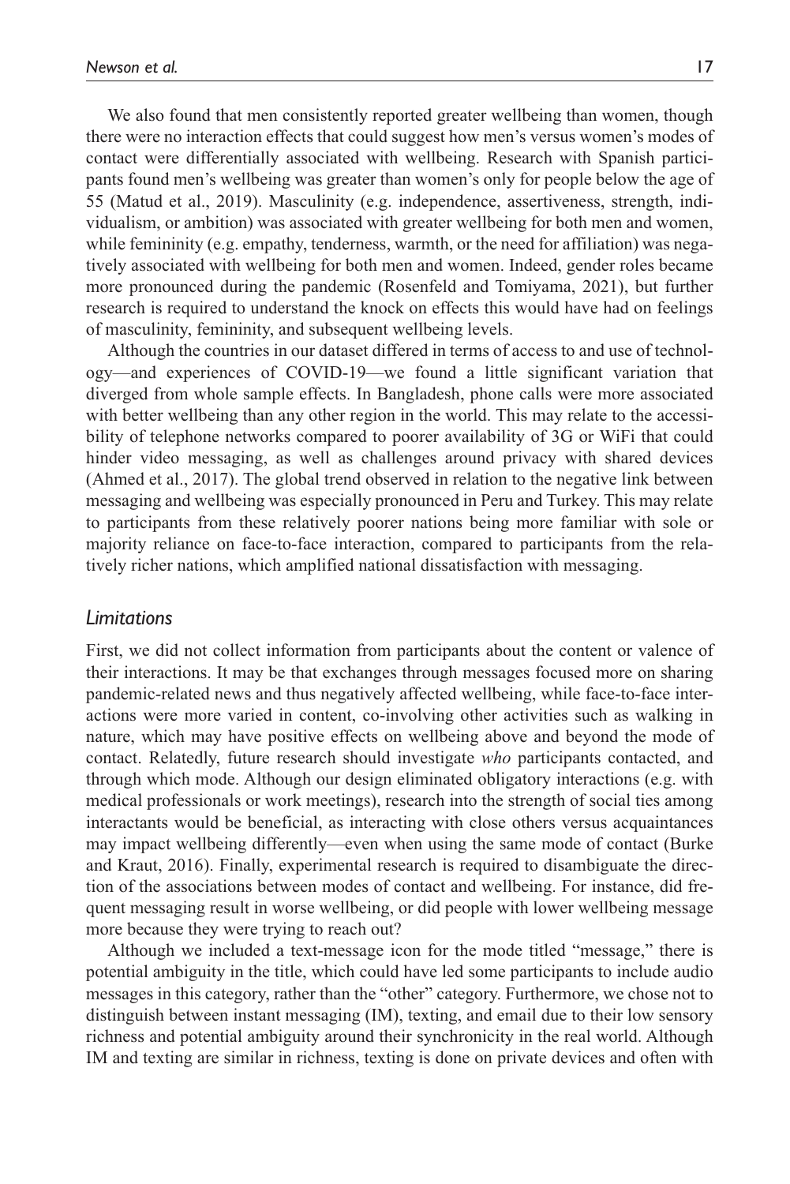We also found that men consistently reported greater wellbeing than women, though there were no interaction effects that could suggest how men's versus women's modes of contact were differentially associated with wellbeing. Research with Spanish participants found men's wellbeing was greater than women's only for people below the age of 55 (Matud et al., 2019). Masculinity (e.g. independence, assertiveness, strength, individualism, or ambition) was associated with greater wellbeing for both men and women, while femininity (e.g. empathy, tenderness, warmth, or the need for affiliation) was negatively associated with wellbeing for both men and women. Indeed, gender roles became more pronounced during the pandemic (Rosenfeld and Tomiyama, 2021), but further research is required to understand the knock on effects this would have had on feelings of masculinity, femininity, and subsequent wellbeing levels.

Although the countries in our dataset differed in terms of access to and use of technology—and experiences of COVID-19—we found a little significant variation that diverged from whole sample effects. In Bangladesh, phone calls were more associated with better wellbeing than any other region in the world. This may relate to the accessibility of telephone networks compared to poorer availability of 3G or WiFi that could hinder video messaging, as well as challenges around privacy with shared devices (Ahmed et al., 2017). The global trend observed in relation to the negative link between messaging and wellbeing was especially pronounced in Peru and Turkey. This may relate to participants from these relatively poorer nations being more familiar with sole or majority reliance on face-to-face interaction, compared to participants from the relatively richer nations, which amplified national dissatisfaction with messaging.

### *Limitations*

First, we did not collect information from participants about the content or valence of their interactions. It may be that exchanges through messages focused more on sharing pandemic-related news and thus negatively affected wellbeing, while face-to-face interactions were more varied in content, co-involving other activities such as walking in nature, which may have positive effects on wellbeing above and beyond the mode of contact. Relatedly, future research should investigate *who* participants contacted, and through which mode. Although our design eliminated obligatory interactions (e.g. with medical professionals or work meetings), research into the strength of social ties among interactants would be beneficial, as interacting with close others versus acquaintances may impact wellbeing differently—even when using the same mode of contact (Burke and Kraut, 2016). Finally, experimental research is required to disambiguate the direction of the associations between modes of contact and wellbeing. For instance, did frequent messaging result in worse wellbeing, or did people with lower wellbeing message more because they were trying to reach out?

Although we included a text-message icon for the mode titled "message," there is potential ambiguity in the title, which could have led some participants to include audio messages in this category, rather than the "other" category. Furthermore, we chose not to distinguish between instant messaging (IM), texting, and email due to their low sensory richness and potential ambiguity around their synchronicity in the real world. Although IM and texting are similar in richness, texting is done on private devices and often with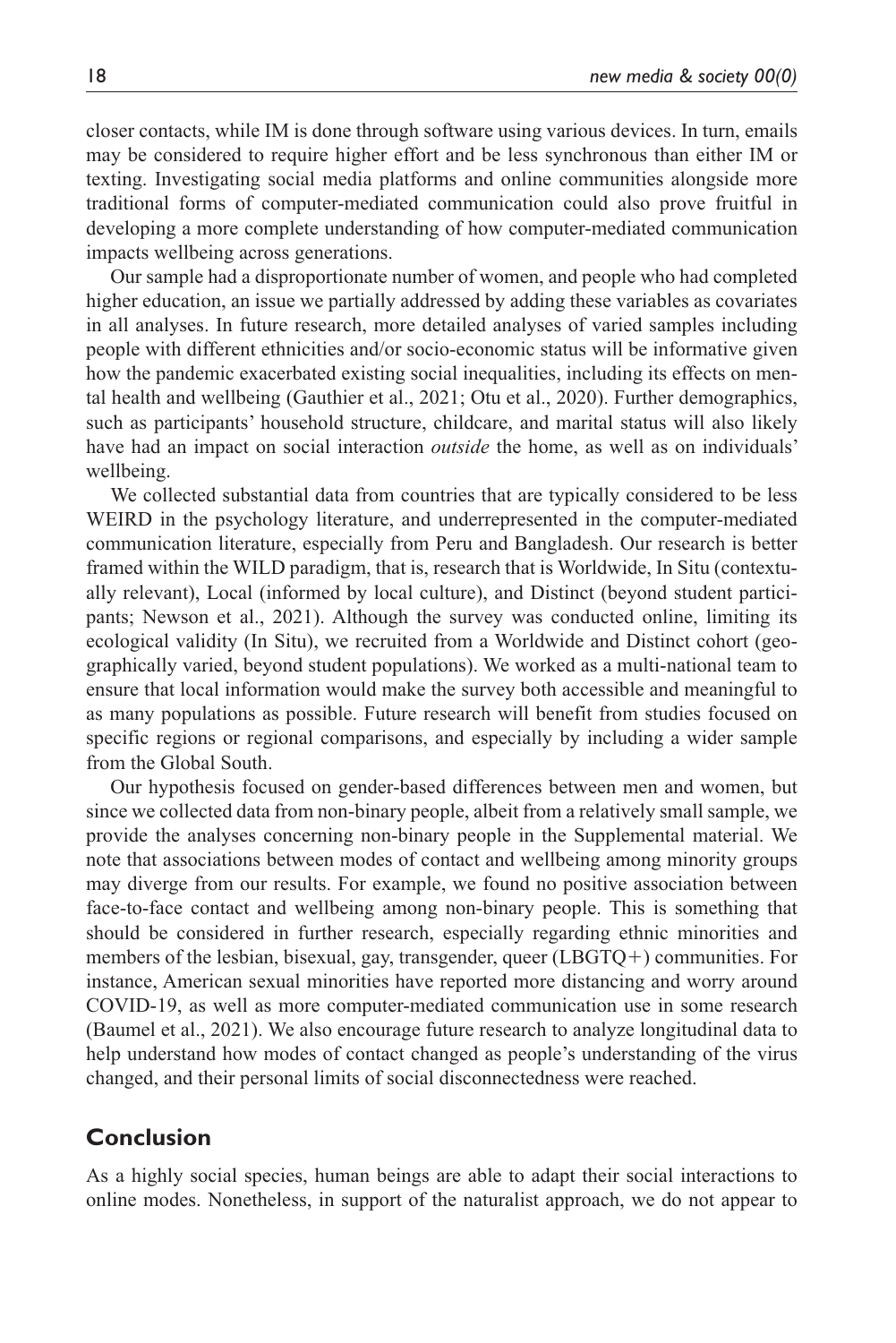closer contacts, while IM is done through software using various devices. In turn, emails may be considered to require higher effort and be less synchronous than either IM or texting. Investigating social media platforms and online communities alongside more traditional forms of computer-mediated communication could also prove fruitful in developing a more complete understanding of how computer-mediated communication impacts wellbeing across generations.

Our sample had a disproportionate number of women, and people who had completed higher education, an issue we partially addressed by adding these variables as covariates in all analyses. In future research, more detailed analyses of varied samples including people with different ethnicities and/or socio-economic status will be informative given how the pandemic exacerbated existing social inequalities, including its effects on mental health and wellbeing (Gauthier et al., 2021; Otu et al., 2020). Further demographics, such as participants' household structure, childcare, and marital status will also likely have had an impact on social interaction *outside* the home, as well as on individuals' wellbeing.

We collected substantial data from countries that are typically considered to be less WEIRD in the psychology literature, and underrepresented in the computer-mediated communication literature, especially from Peru and Bangladesh. Our research is better framed within the WILD paradigm, that is, research that is Worldwide, In Situ (contextually relevant), Local (informed by local culture), and Distinct (beyond student participants; Newson et al., 2021). Although the survey was conducted online, limiting its ecological validity (In Situ), we recruited from a Worldwide and Distinct cohort (geographically varied, beyond student populations). We worked as a multi-national team to ensure that local information would make the survey both accessible and meaningful to as many populations as possible. Future research will benefit from studies focused on specific regions or regional comparisons, and especially by including a wider sample from the Global South.

Our hypothesis focused on gender-based differences between men and women, but since we collected data from non-binary people, albeit from a relatively small sample, we provide the analyses concerning non-binary people in the Supplemental material. We note that associations between modes of contact and wellbeing among minority groups may diverge from our results. For example, we found no positive association between face-to-face contact and wellbeing among non-binary people. This is something that should be considered in further research, especially regarding ethnic minorities and members of the lesbian, bisexual, gay, transgender, queer (LBGTQ+) communities. For instance, American sexual minorities have reported more distancing and worry around COVID-19, as well as more computer-mediated communication use in some research (Baumel et al., 2021). We also encourage future research to analyze longitudinal data to help understand how modes of contact changed as people's understanding of the virus changed, and their personal limits of social disconnectedness were reached.

## Conclusion

As a highly social species, human beings are able to adapt their social interactions to online modes. Nonetheless, in support of the naturalist approach, we do not appear to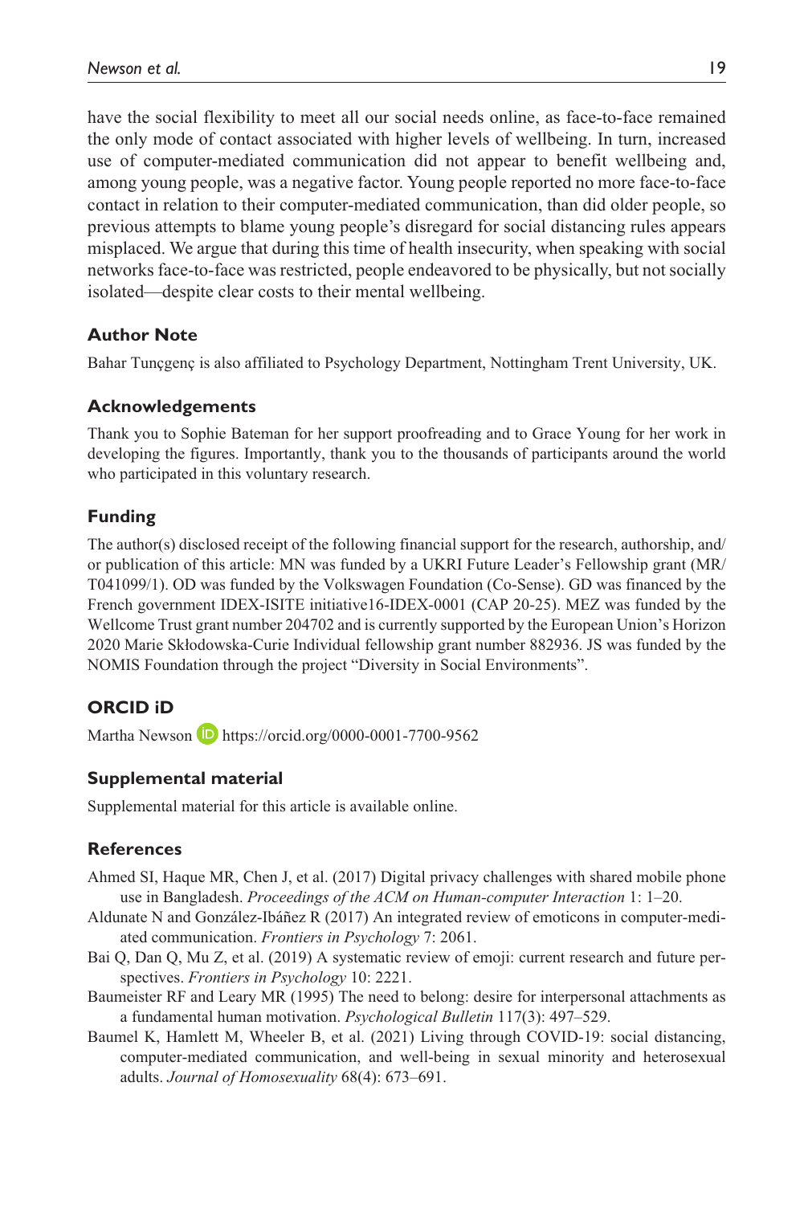have the social flexibility to meet all our social needs online, as face-to-face remained the only mode of contact associated with higher levels of wellbeing. In turn, increased use of computer-mediated communication did not appear to benefit wellbeing and, among young people, was a negative factor. Young people reported no more face-to-face contact in relation to their computer-mediated communication, than did older people, so previous attempts to blame young people's disregard for social distancing rules appears misplaced. We argue that during this time of health insecurity, when speaking with social networks face-to-face was restricted, people endeavored to be physically, but not socially isolated—despite clear costs to their mental wellbeing.

## Author Note

Bahar Tunçgenç is also affiliated to Psychology Department, Nottingham Trent University, UK.

## Acknowledgements

Thank you to Sophie Bateman for her support proofreading and to Grace Young for her work in developing the figures. Importantly, thank you to the thousands of participants around the world who participated in this voluntary research.

## Funding

The author(s) disclosed receipt of the following financial support for the research, authorship, and/or publication of this article: MN was funded by a UKRI Future Leader's Fellowship grant (MR/T041099/1). OD was funded by the Volkswagen Foundation (Co-Sense). GD was financed by the French government IDEX-ISITE initiative16-IDEX-0001 (CAP 20-25). MEZ was funded by the Wellcome Trust grant number 204702 and is currently supported by the European Union's Horizon 2020 Marie Skłodowska-Curie Individual fellowship grant number 882936. JS was funded by the NOMIS Foundation through the project "Diversity in Social Environments".

## ORCID iD

Martha Newson https://orcid.org/0000-0001-7700-9562

## Supplemental material

Supplemental material for this article is available online.

## References

Ahmed SI, Haque MR, Chen J, et al. (2017) Digital privacy challenges with shared mobile phone use in Bangladesh. *Proceedings of the ACM on Human-computer Interaction* 1: 1–20.

Aldunate N and González-Ibáñez R (2017) An integrated review of emoticons in computer-mediated communication. *Frontiers in Psychology* 7: 2061.

Bai Q, Dan Q, Mu Z, et al. (2019) A systematic review of emoji: current research and future perspectives. *Frontiers in Psychology* 10: 2221.

Baumeister RF and Leary MR (1995) The need to belong: desire for interpersonal attachments as a fundamental human motivation. *Psychological Bulletin* 117(3): 497–529.

Baumel K, Hamlett M, Wheeler B, et al. (2021) Living through COVID-19: social distancing, computer-mediated communication, and well-being in sexual minority and heterosexual adults. *Journal of Homosexuality* 68(4): 673–691.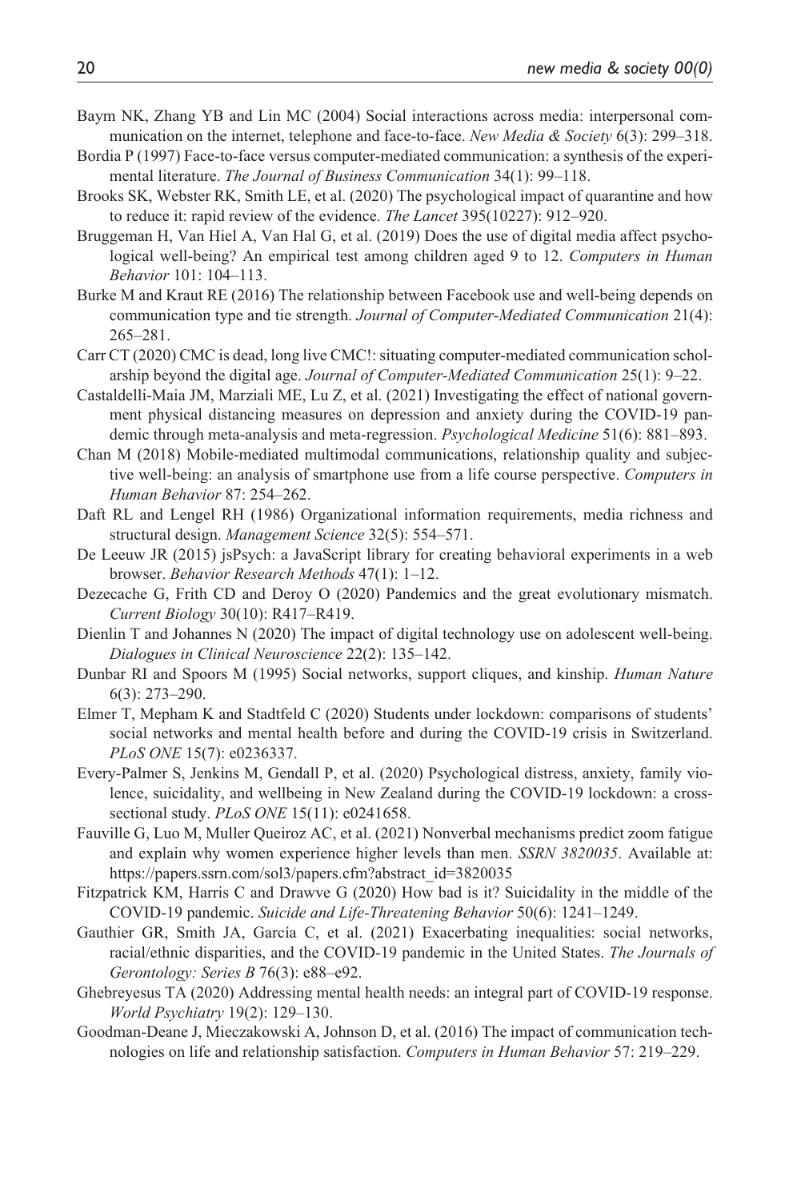Baym NK, Zhang YB and Lin MC (2004) Social interactions across media: interpersonal communication on the internet, telephone and face-to-face. *New Media & Society* 6(3): 299–318.

Bordia P (1997) Face-to-face versus computer-mediated communication: a synthesis of the experimental literature. *The Journal of Business Communication* 34(1): 99–118.

Brooks SK, Webster RK, Smith LE, et al. (2020) The psychological impact of quarantine and how to reduce it: rapid review of the evidence. *The Lancet* 395(10227): 912–920.

Bruggeman H, Van Hiel A, Van Hal G, et al. (2019) Does the use of digital media affect psychological well-being? An empirical test among children aged 9 to 12. *Computers in Human Behavior* 101: 104–113.

Burke M and Kraut RE (2016) The relationship between Facebook use and well-being depends on communication type and tie strength. *Journal of Computer-Mediated Communication* 21(4): 265–281.

Carr CT (2020) CMC is dead, long live CMC!: situating computer-mediated communication scholarship beyond the digital age. *Journal of Computer-Mediated Communication* 25(1): 9–22.

Castaldelli-Maia JM, Marziali ME, Lu Z, et al. (2021) Investigating the effect of national government physical distancing measures on depression and anxiety during the COVID-19 pandemic through meta-analysis and meta-regression. *Psychological Medicine* 51(6): 881–893.

Chan M (2018) Mobile-mediated multimodal communications, relationship quality and subjective well-being: an analysis of smartphone use from a life course perspective. *Computers in Human Behavior* 87: 254–262.

Daft RL and Lengel RH (1986) Organizational information requirements, media richness and structural design. *Management Science* 32(5): 554–571.

De Leeuw JR (2015) jsPsych: a JavaScript library for creating behavioral experiments in a web browser. *Behavior Research Methods* 47(1): 1–12.

Dezecache G, Frith CD and Deroy O (2020) Pandemics and the great evolutionary mismatch. *Current Biology* 30(10): R417–R419.

Dienlin T and Johannes N (2020) The impact of digital technology use on adolescent well-being. *Dialogues in Clinical Neuroscience* 22(2): 135–142.

Dunbar RI and Spoors M (1995) Social networks, support cliques, and kinship. *Human Nature* 6(3): 273–290.

Elmer T, Mepham K and Stadtfeld C (2020) Students under lockdown: comparisons of students' social networks and mental health before and during the COVID-19 crisis in Switzerland. *PLoS ONE* 15(7): e0236337.

Every-Palmer S, Jenkins M, Gendall P, et al. (2020) Psychological distress, anxiety, family violence, suicidality, and wellbeing in New Zealand during the COVID-19 lockdown: a cross-sectional study. *PLoS ONE* 15(11): e0241658.

Fauville G, Luo M, Muller Queiroz AC, et al. (2021) Nonverbal mechanisms predict zoom fatigue and explain why women experience higher levels than men. *SSRN 3820035*. Available at: https://papers.ssrn.com/sol3/papers.cfm?abstract_id=3820035

Fitzpatrick KM, Harris C and Drawve G (2020) How bad is it? Suicidality in the middle of the COVID-19 pandemic. *Suicide and Life-Threatening Behavior* 50(6): 1241–1249.

Gauthier GR, Smith JA, García C, et al. (2021) Exacerbating inequalities: social networks, racial/ethnic disparities, and the COVID-19 pandemic in the United States. *The Journals of Gerontology: Series B* 76(3): e88–e92.

Ghebreyesus TA (2020) Addressing mental health needs: an integral part of COVID-19 response. *World Psychiatry* 19(2): 129–130.

Goodman-Deane J, Mieczakowski A, Johnson D, et al. (2016) The impact of communication technologies on life and relationship satisfaction. *Computers in Human Behavior* 57: 219–229.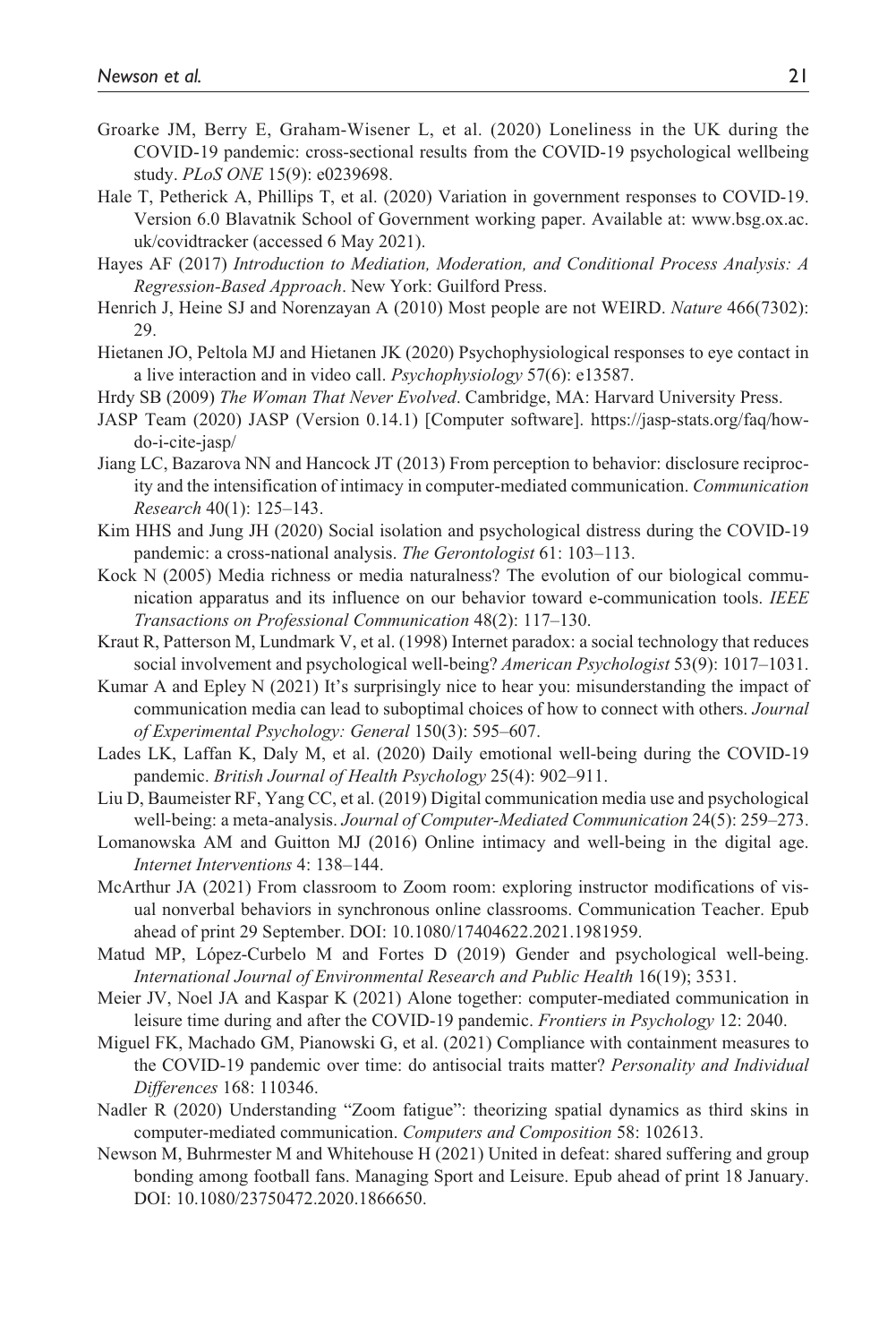Groarke JM, Berry E, Graham-Wisener L, et al. (2020) Loneliness in the UK during the COVID-19 pandemic: cross-sectional results from the COVID-19 psychological wellbeing study. *PLoS ONE* 15(9): e0239698.

Hale T, Petherick A, Phillips T, et al. (2020) Variation in government responses to COVID-19. Version 6.0 Blavatnik School of Government working paper. Available at: www.bsg.ox.ac.uk/covidtracker (accessed 6 May 2021).

Hayes AF (2017) *Introduction to Mediation, Moderation, and Conditional Process Analysis: A Regression-Based Approach*. New York: Guilford Press.

Henrich J, Heine SJ and Norenzayan A (2010) Most people are not WEIRD. *Nature* 466(7302): 29.

Hietanen JO, Peltola MJ and Hietanen JK (2020) Psychophysiological responses to eye contact in a live interaction and in video call. *Psychophysiology* 57(6): e13587.

Hrdy SB (2009) *The Woman That Never Evolved*. Cambridge, MA: Harvard University Press.

JASP Team (2020) JASP (Version 0.14.1) [Computer software]. https://jasp-stats.org/faq/how-do-i-cite-jasp/

Jiang LC, Bazarova NN and Hancock JT (2013) From perception to behavior: disclosure reciprocity and the intensification of intimacy in computer-mediated communication. *Communication Research* 40(1): 125–143.

Kim HHS and Jung JH (2020) Social isolation and psychological distress during the COVID-19 pandemic: a cross-national analysis. *The Gerontologist* 61: 103–113.

Kock N (2005) Media richness or media naturalness? The evolution of our biological communication apparatus and its influence on our behavior toward e-communication tools. *IEEE Transactions on Professional Communication* 48(2): 117–130.

Kraut R, Patterson M, Lundmark V, et al. (1998) Internet paradox: a social technology that reduces social involvement and psychological well-being? *American Psychologist* 53(9): 1017–1031.

Kumar A and Epley N (2021) It's surprisingly nice to hear you: misunderstanding the impact of communication media can lead to suboptimal choices of how to connect with others. *Journal of Experimental Psychology: General* 150(3): 595–607.

Lades LK, Laffan K, Daly M, et al. (2020) Daily emotional well-being during the COVID-19 pandemic. *British Journal of Health Psychology* 25(4): 902–911.

Liu D, Baumeister RF, Yang CC, et al. (2019) Digital communication media use and psychological well-being: a meta-analysis. *Journal of Computer-Mediated Communication* 24(5): 259–273.

Lomanowska AM and Guitton MJ (2016) Online intimacy and well-being in the digital age. *Internet Interventions* 4: 138–144.

McArthur JA (2021) From classroom to Zoom room: exploring instructor modifications of visual nonverbal behaviors in synchronous online classrooms. Communication Teacher. Epub ahead of print 29 September. DOI: 10.1080/17404622.2021.1981959.

Matud MP, López-Curbelo M and Fortes D (2019) Gender and psychological well-being. *International Journal of Environmental Research and Public Health* 16(19); 3531.

Meier JV, Noel JA and Kaspar K (2021) Alone together: computer-mediated communication in leisure time during and after the COVID-19 pandemic. *Frontiers in Psychology* 12: 2040.

Miguel FK, Machado GM, Pianowski G, et al. (2021) Compliance with containment measures to the COVID-19 pandemic over time: do antisocial traits matter? *Personality and Individual Differences* 168: 110346.

Nadler R (2020) Understanding "Zoom fatigue": theorizing spatial dynamics as third skins in computer-mediated communication. *Computers and Composition* 58: 102613.

Newson M, Buhrmester M and Whitehouse H (2021) United in defeat: shared suffering and group bonding among football fans. Managing Sport and Leisure. Epub ahead of print 18 January. DOI: 10.1080/23750472.2020.1866650.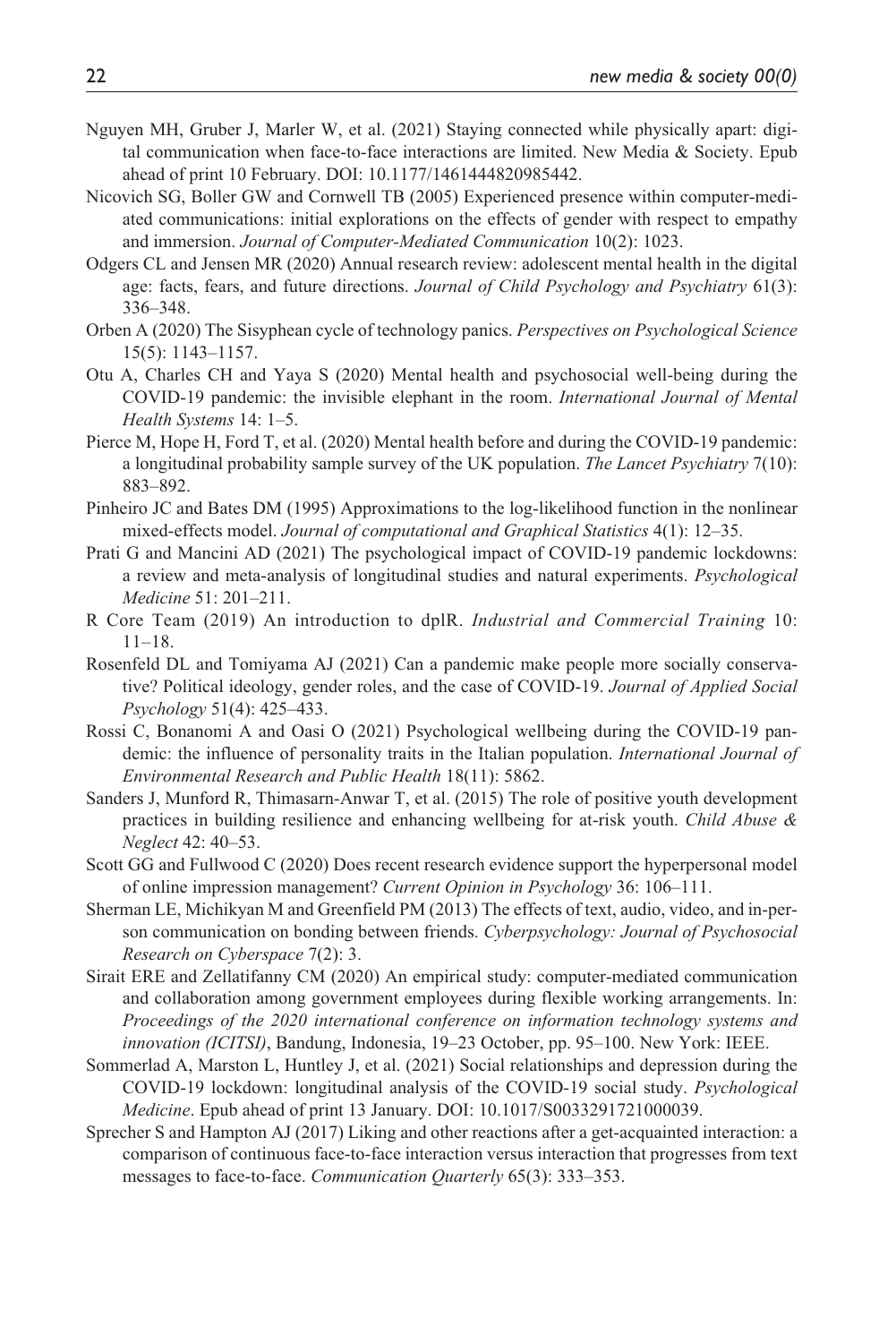Nguyen MH, Gruber J, Marler W, et al. (2021) Staying connected while physically apart: digital communication when face-to-face interactions are limited. New Media & Society. Epub ahead of print 10 February. DOI: 10.1177/1461444820985442.

Nicovich SG, Boller GW and Cornwell TB (2005) Experienced presence within computer-mediated communications: initial explorations on the effects of gender with respect to empathy and immersion. *Journal of Computer-Mediated Communication* 10(2): 1023.

Odgers CL and Jensen MR (2020) Annual research review: adolescent mental health in the digital age: facts, fears, and future directions. *Journal of Child Psychology and Psychiatry* 61(3): 336–348.

Orben A (2020) The Sisyphean cycle of technology panics. *Perspectives on Psychological Science* 15(5): 1143–1157.

Otu A, Charles CH and Yaya S (2020) Mental health and psychosocial well-being during the COVID-19 pandemic: the invisible elephant in the room. *International Journal of Mental Health Systems* 14: 1–5.

Pierce M, Hope H, Ford T, et al. (2020) Mental health before and during the COVID-19 pandemic: a longitudinal probability sample survey of the UK population. *The Lancet Psychiatry* 7(10): 883–892.

Pinheiro JC and Bates DM (1995) Approximations to the log-likelihood function in the nonlinear mixed-effects model. *Journal of computational and Graphical Statistics* 4(1): 12–35.

Prati G and Mancini AD (2021) The psychological impact of COVID-19 pandemic lockdowns: a review and meta-analysis of longitudinal studies and natural experiments. *Psychological Medicine* 51: 201–211.

R Core Team (2019) An introduction to dplR. *Industrial and Commercial Training* 10: 11–18.

Rosenfeld DL and Tomiyama AJ (2021) Can a pandemic make people more socially conservative? Political ideology, gender roles, and the case of COVID-19. *Journal of Applied Social Psychology* 51(4): 425–433.

Rossi C, Bonanomi A and Oasi O (2021) Psychological wellbeing during the COVID-19 pandemic: the influence of personality traits in the Italian population. *International Journal of Environmental Research and Public Health* 18(11): 5862.

Sanders J, Munford R, Thimasarn-Anwar T, et al. (2015) The role of positive youth development practices in building resilience and enhancing wellbeing for at-risk youth. *Child Abuse & Neglect* 42: 40–53.

Scott GG and Fullwood C (2020) Does recent research evidence support the hyperpersonal model of online impression management? *Current Opinion in Psychology* 36: 106–111.

Sherman LE, Michikyan M and Greenfield PM (2013) The effects of text, audio, video, and in-person communication on bonding between friends. *Cyberpsychology: Journal of Psychosocial Research on Cyberspace* 7(2): 3.

Sirait ERE and Zellatifanny CM (2020) An empirical study: computer-mediated communication and collaboration among government employees during flexible working arrangements. In: *Proceedings of the 2020 international conference on information technology systems and innovation (ICITSI)*, Bandung, Indonesia, 19–23 October, pp. 95–100. New York: IEEE.

Sommerlad A, Marston L, Huntley J, et al. (2021) Social relationships and depression during the COVID-19 lockdown: longitudinal analysis of the COVID-19 social study. *Psychological Medicine*. Epub ahead of print 13 January. DOI: 10.1017/S0033291721000039.

Sprecher S and Hampton AJ (2017) Liking and other reactions after a get-acquainted interaction: a comparison of continuous face-to-face interaction versus interaction that progresses from text messages to face-to-face. *Communication Quarterly* 65(3): 333–353.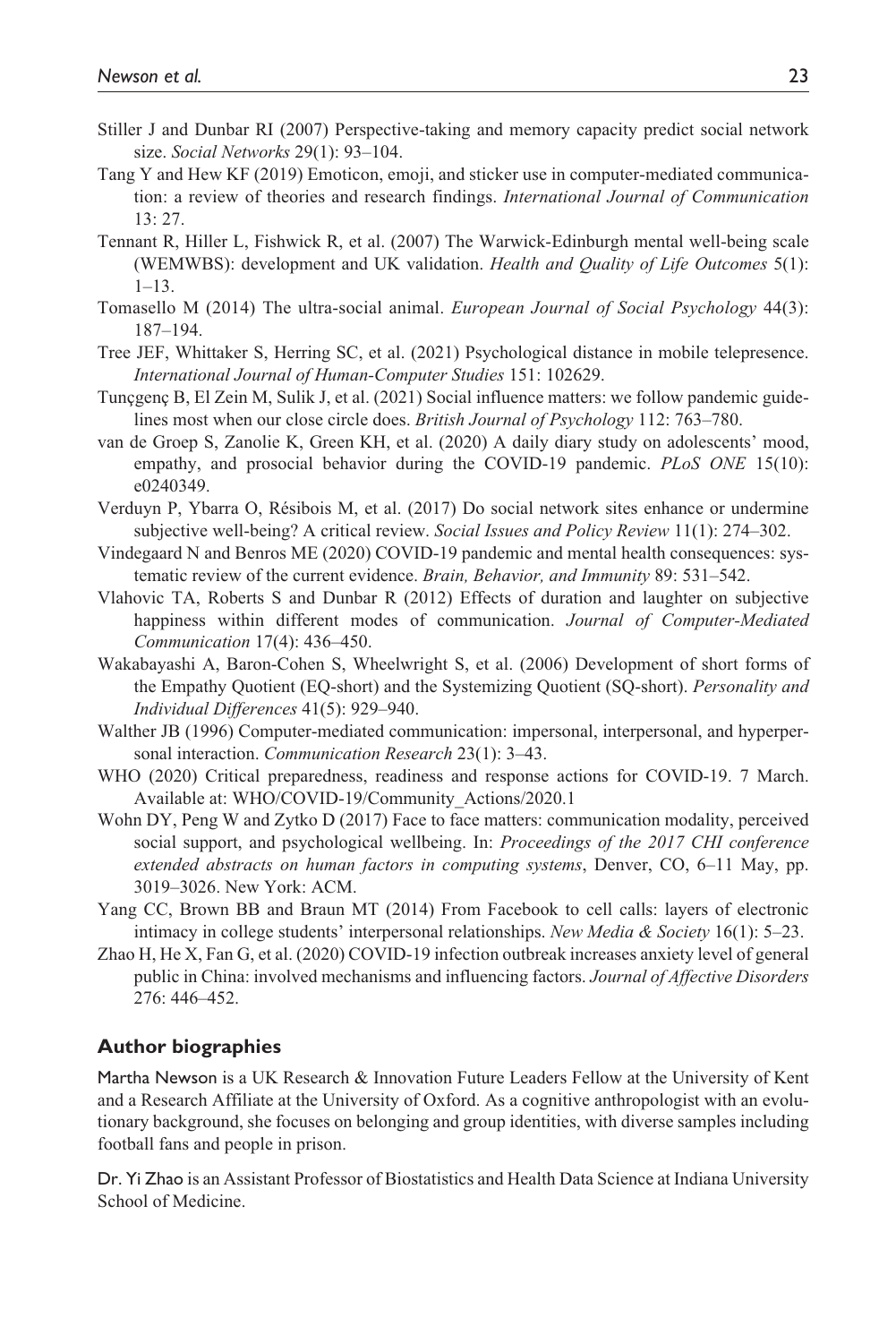Stiller J and Dunbar RI (2007) Perspective-taking and memory capacity predict social network size. *Social Networks* 29(1): 93–104.

Tang Y and Hew KF (2019) Emoticon, emoji, and sticker use in computer-mediated communication: a review of theories and research findings. *International Journal of Communication* 13: 27.

Tennant R, Hiller L, Fishwick R, et al. (2007) The Warwick-Edinburgh mental well-being scale (WEMWBS): development and UK validation. *Health and Quality of Life Outcomes* 5(1): 1–13.

Tomasello M (2014) The ultra-social animal. *European Journal of Social Psychology* 44(3): 187–194.

Tree JEF, Whittaker S, Herring SC, et al. (2021) Psychological distance in mobile telepresence. *International Journal of Human-Computer Studies* 151: 102629.

Tunçgenç B, El Zein M, Sulik J, et al. (2021) Social influence matters: we follow pandemic guidelines most when our close circle does. *British Journal of Psychology* 112: 763–780.

van de Groep S, Zanolie K, Green KH, et al. (2020) A daily diary study on adolescents' mood, empathy, and prosocial behavior during the COVID-19 pandemic. *PLoS ONE* 15(10): e0240349.

Verduyn P, Ybarra O, Résibois M, et al. (2017) Do social network sites enhance or undermine subjective well-being? A critical review. *Social Issues and Policy Review* 11(1): 274–302.

Vindegaard N and Benros ME (2020) COVID-19 pandemic and mental health consequences: systematic review of the current evidence. *Brain, Behavior, and Immunity* 89: 531–542.

Vlahovic TA, Roberts S and Dunbar R (2012) Effects of duration and laughter on subjective happiness within different modes of communication. *Journal of Computer-Mediated Communication* 17(4): 436–450.

Wakabayashi A, Baron-Cohen S, Wheelwright S, et al. (2006) Development of short forms of the Empathy Quotient (EQ-short) and the Systemizing Quotient (SQ-short). *Personality and Individual Differences* 41(5): 929–940.

Walther JB (1996) Computer-mediated communication: impersonal, interpersonal, and hyperpersonal interaction. *Communication Research* 23(1): 3–43.

WHO (2020) Critical preparedness, readiness and response actions for COVID-19. 7 March. Available at: WHO/COVID-19/Community_Actions/2020.1

Wohn DY, Peng W and Zytko D (2017) Face to face matters: communication modality, perceived social support, and psychological wellbeing. In: *Proceedings of the 2017 CHI conference extended abstracts on human factors in computing systems*, Denver, CO, 6–11 May, pp. 3019–3026. New York: ACM.

Yang CC, Brown BB and Braun MT (2014) From Facebook to cell calls: layers of electronic intimacy in college students' interpersonal relationships. *New Media & Society* 16(1): 5–23.

Zhao H, He X, Fan G, et al. (2020) COVID-19 infection outbreak increases anxiety level of general public in China: involved mechanisms and influencing factors. *Journal of Affective Disorders* 276: 446–452.

## Author biographies

Martha Newson is a UK Research & Innovation Future Leaders Fellow at the University of Kent and a Research Affiliate at the University of Oxford. As a cognitive anthropologist with an evolutionary background, she focuses on belonging and group identities, with diverse samples including football fans and people in prison.

Dr. Yi Zhao is an Assistant Professor of Biostatistics and Health Data Science at Indiana University School of Medicine.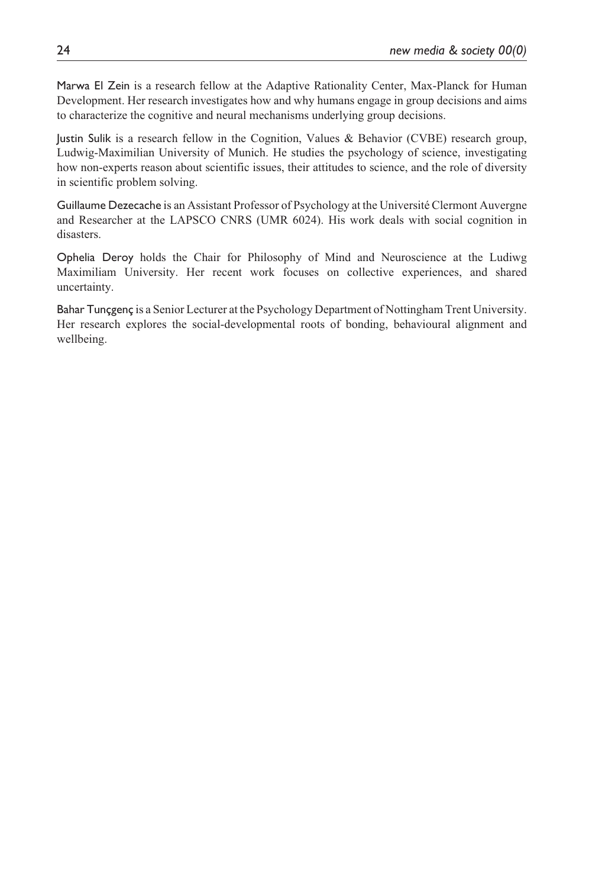Marwa El Zein is a research fellow at the Adaptive Rationality Center, Max-Planck for Human Development. Her research investigates how and why humans engage in group decisions and aims to characterize the cognitive and neural mechanisms underlying group decisions.

Justin Sulik is a research fellow in the Cognition, Values & Behavior (CVBE) research group, Ludwig-Maximilian University of Munich. He studies the psychology of science, investigating how non-experts reason about scientific issues, their attitudes to science, and the role of diversity in scientific problem solving.

Guillaume Dezecache is an Assistant Professor of Psychology at the Université Clermont Auvergne and Researcher at the LAPSCO CNRS (UMR 6024). His work deals with social cognition in disasters.

Ophelia Deroy holds the Chair for Philosophy of Mind and Neuroscience at the Ludiwg Maximiliam University. Her recent work focuses on collective experiences, and shared uncertainty.

Bahar Tunçgenç is a Senior Lecturer at the Psychology Department of Nottingham Trent University. Her research explores the social-developmental roots of bonding, behavioural alignment and wellbeing.